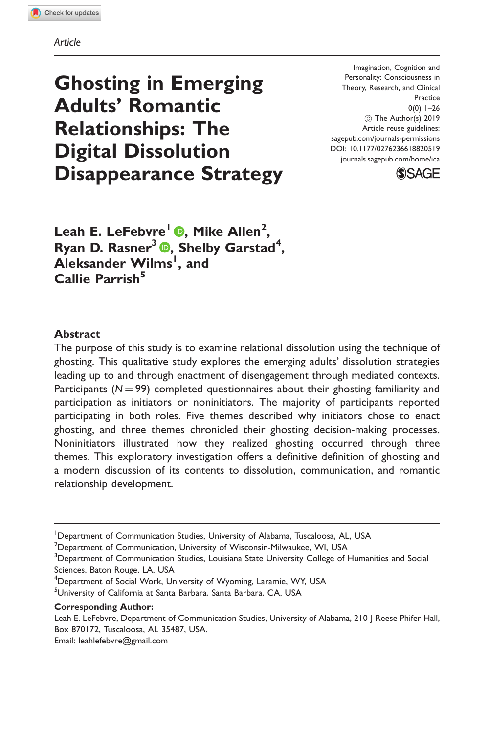Article

# Ghosting in Emerging Adults' Romantic Relationships: The Digital Dissolution Disappearance Strategy

Imagination, Cognition and Personality: Consciousness in Theory, Research, and Clinical Practice
0(0) 1–26
© The Author(s) 2019
Article reuse guidelines: sagepub.com/journals-permissions
DOI: 10.1177/0276236618820519
journals.sagepub.com/home/ica

**Leah E. LeFebvre[1], Mike Allen[2], Ryan D. Rasner[3], Shelby Garstad[4], Aleksander Wilms[1], and Callie Parrish[5]**

## Abstract

The purpose of this study is to examine relational dissolution using the technique of ghosting. This qualitative study explores the emerging adults' dissolution strategies leading up to and through enactment of disengagement through mediated contexts. Participants ($N = 99$) completed questionnaires about their ghosting familiarity and participation as initiators or noninitiators. The majority of participants reported participating in both roles. Five themes described why initiators chose to enact ghosting, and three themes chronicled their ghosting decision-making processes. Noninitiators illustrated how they realized ghosting occurred through three themes. This exploratory investigation offers a definitive definition of ghosting and a modern discussion of its contents to dissolution, communication, and romantic relationship development.

[1]Department of Communication Studies, University of Alabama, Tuscaloosa, AL, USA
[2]Department of Communication, University of Wisconsin-Milwaukee, WI, USA
[3]Department of Communication Studies, Louisiana State University College of Humanities and Social Sciences, Baton Rouge, LA, USA
[4]Department of Social Work, University of Wyoming, Laramie, WY, USA
[5]University of California at Santa Barbara, Santa Barbara, CA, USA

**Corresponding Author:**
Leah E. LeFebvre, Department of Communication Studies, University of Alabama, 210-J Reese Phifer Hall, Box 870172, Tuscaloosa, AL 35487, USA.
Email: leahlefebvre@gmail.com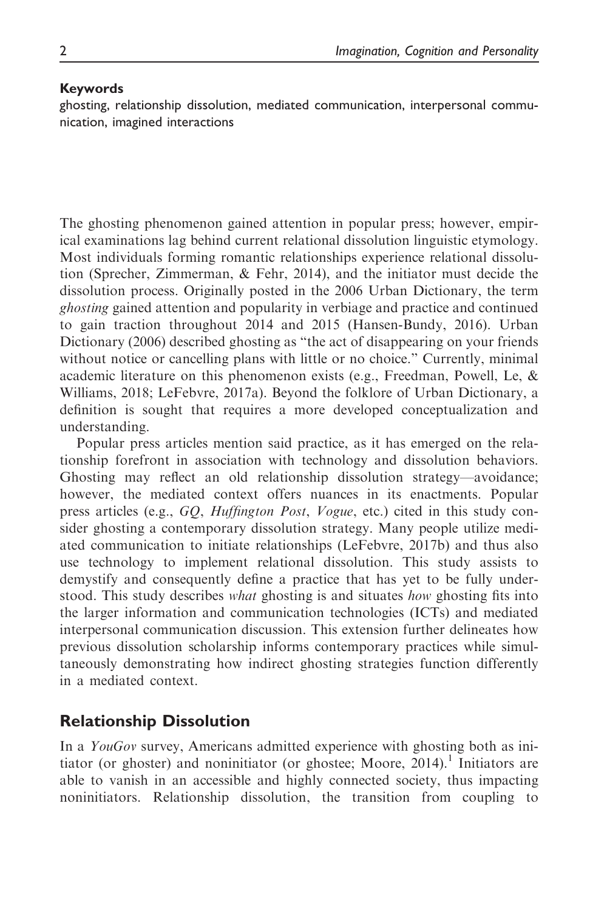**Keywords**

ghosting, relationship dissolution, mediated communication, interpersonal communication, imagined interactions

The ghosting phenomenon gained attention in popular press; however, empirical examinations lag behind current relational dissolution linguistic etymology. Most individuals forming romantic relationships experience relational dissolution (Sprecher, Zimmerman, & Fehr, 2014), and the initiator must decide the dissolution process. Originally posted in the 2006 Urban Dictionary, the term *ghosting* gained attention and popularity in verbiage and practice and continued to gain traction throughout 2014 and 2015 (Hansen-Bundy, 2016). Urban Dictionary (2006) described ghosting as "the act of disappearing on your friends without notice or cancelling plans with little or no choice." Currently, minimal academic literature on this phenomenon exists (e.g., Freedman, Powell, Le, & Williams, 2018; LeFebvre, 2017a). Beyond the folklore of Urban Dictionary, a definition is sought that requires a more developed conceptualization and understanding.

Popular press articles mention said practice, as it has emerged on the relationship forefront in association with technology and dissolution behaviors. Ghosting may reflect an old relationship dissolution strategy—avoidance; however, the mediated context offers nuances in its enactments. Popular press articles (e.g., *GQ*, *Huffington Post*, *Vogue*, etc.) cited in this study consider ghosting a contemporary dissolution strategy. Many people utilize mediated communication to initiate relationships (LeFebvre, 2017b) and thus also use technology to implement relational dissolution. This study assists to demystify and consequently define a practice that has yet to be fully understood. This study describes *what* ghosting is and situates *how* ghosting fits into the larger information and communication technologies (ICTs) and mediated interpersonal communication discussion. This extension further delineates how previous dissolution scholarship informs contemporary practices while simultaneously demonstrating how indirect ghosting strategies function differently in a mediated context.

## Relationship Dissolution

In a *YouGov* survey, Americans admitted experience with ghosting both as initiator (or ghoster) and noninitiator (or ghostee; Moore, 2014).[1] Initiators are able to vanish in an accessible and highly connected society, thus impacting noninitiators. Relationship dissolution, the transition from coupling to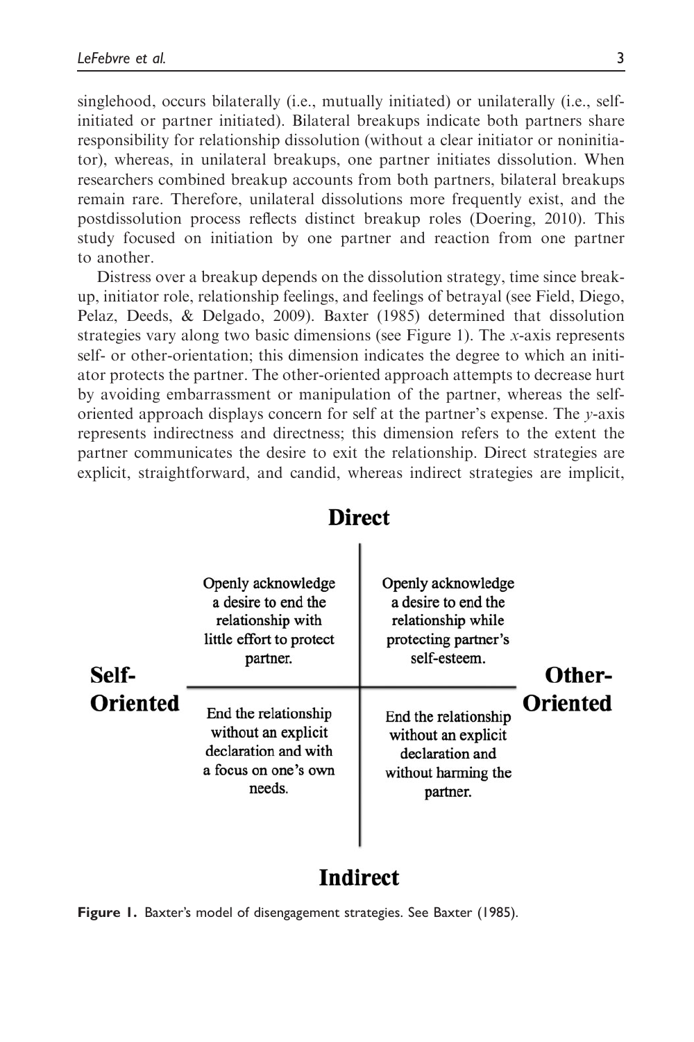singlehood, occurs bilaterally (i.e., mutually initiated) or unilaterally (i.e., self-initiated or partner initiated). Bilateral breakups indicate both partners share responsibility for relationship dissolution (without a clear initiator or noninitiator), whereas, in unilateral breakups, one partner initiates dissolution. When researchers combined breakup accounts from both partners, bilateral breakups remain rare. Therefore, unilateral dissolutions more frequently exist, and the postdissolution process reflects distinct breakup roles (Doering, 2010). This study focused on initiation by one partner and reaction from one partner to another.

Distress over a breakup depends on the dissolution strategy, time since breakup, initiator role, relationship feelings, and feelings of betrayal (see Field, Diego, Pelaz, Deeds, & Delgado, 2009). Baxter (1985) determined that dissolution strategies vary along two basic dimensions (see Figure 1). The $x$-axis represents self- or other-orientation; this dimension indicates the degree to which an initiator protects the partner. The other-oriented approach attempts to decrease hurt by avoiding embarrassment or manipulation of the partner, whereas the self-oriented approach displays concern for self at the partner's expense. The $y$-axis represents indirectness and directness; this dimension refers to the extent the partner communicates the desire to exit the relationship. Direct strategies are explicit, straightforward, and candid, whereas indirect strategies are implicit,

| | **Direct** | | |
|---|---|---|---|
| **Self-Oriented** | Openly acknowledge a desire to end the relationship with little effort to protect partner. | Openly acknowledge a desire to end the relationship while protecting partner's self-esteem. | **Other-Oriented** |
| | End the relationship without an explicit declaration and with a focus on one's own needs. | End the relationship without an explicit declaration and without harming the partner. | |
| | **Indirect** | | |

**Figure 1.** Baxter's model of disengagement strategies. See Baxter (1985).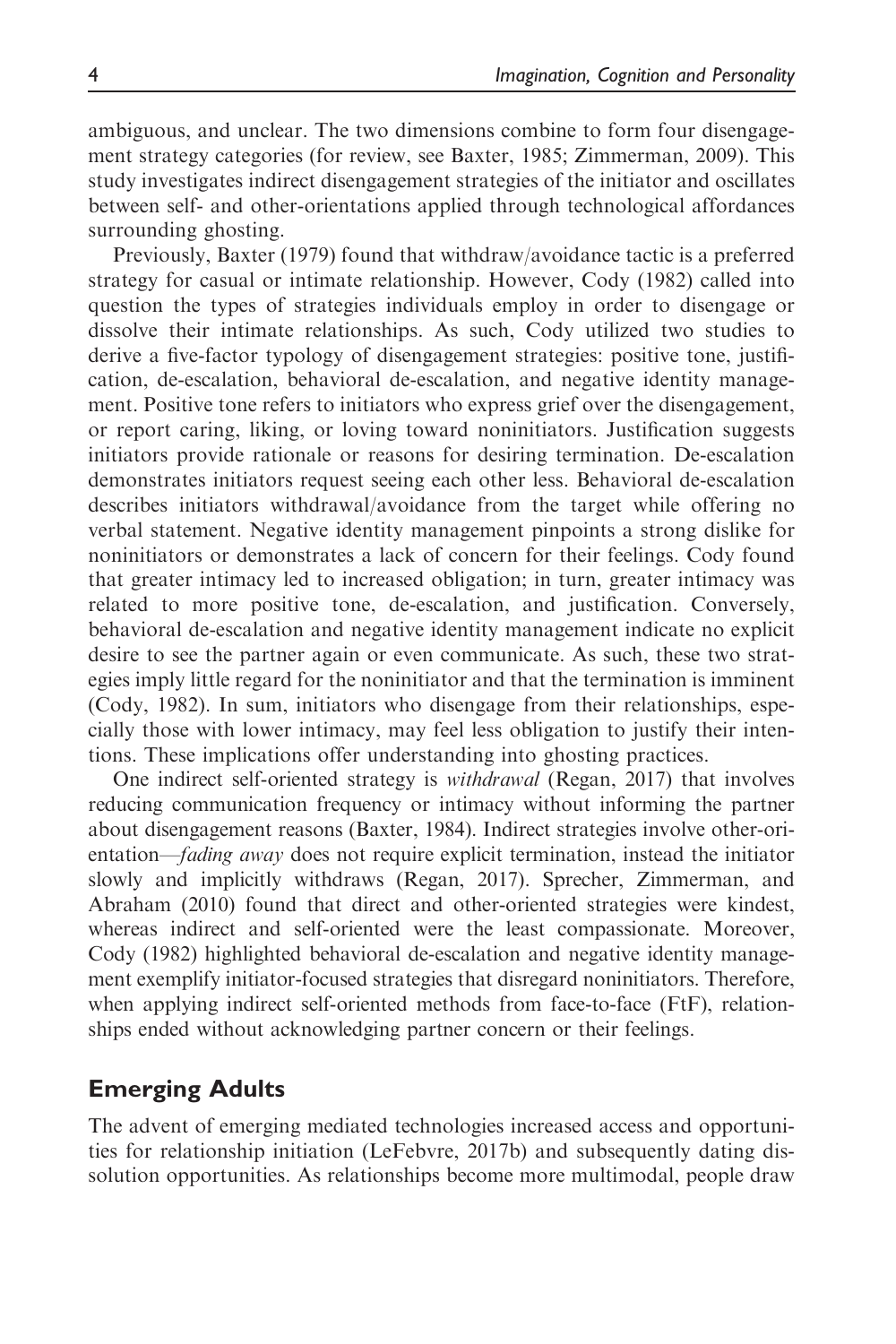ambiguous, and unclear. The two dimensions combine to form four disengagement strategy categories (for review, see Baxter, 1985; Zimmerman, 2009). This study investigates indirect disengagement strategies of the initiator and oscillates between self- and other-orientations applied through technological affordances surrounding ghosting.

Previously, Baxter (1979) found that withdraw/avoidance tactic is a preferred strategy for casual or intimate relationship. However, Cody (1982) called into question the types of strategies individuals employ in order to disengage or dissolve their intimate relationships. As such, Cody utilized two studies to derive a five-factor typology of disengagement strategies: positive tone, justification, de-escalation, behavioral de-escalation, and negative identity management. Positive tone refers to initiators who express grief over the disengagement, or report caring, liking, or loving toward noninitiators. Justification suggests initiators provide rationale or reasons for desiring termination. De-escalation demonstrates initiators request seeing each other less. Behavioral de-escalation describes initiators withdrawal/avoidance from the target while offering no verbal statement. Negative identity management pinpoints a strong dislike for noninitiators or demonstrates a lack of concern for their feelings. Cody found that greater intimacy led to increased obligation; in turn, greater intimacy was related to more positive tone, de-escalation, and justification. Conversely, behavioral de-escalation and negative identity management indicate no explicit desire to see the partner again or even communicate. As such, these two strategies imply little regard for the noninitiator and that the termination is imminent (Cody, 1982). In sum, initiators who disengage from their relationships, especially those with lower intimacy, may feel less obligation to justify their intentions. These implications offer understanding into ghosting practices.

One indirect self-oriented strategy is *withdrawal* (Regan, 2017) that involves reducing communication frequency or intimacy without informing the partner about disengagement reasons (Baxter, 1984). Indirect strategies involve other-orientation—*fading away* does not require explicit termination, instead the initiator slowly and implicitly withdraws (Regan, 2017). Sprecher, Zimmerman, and Abraham (2010) found that direct and other-oriented strategies were kindest, whereas indirect and self-oriented were the least compassionate. Moreover, Cody (1982) highlighted behavioral de-escalation and negative identity management exemplify initiator-focused strategies that disregard noninitiators. Therefore, when applying indirect self-oriented methods from face-to-face (FtF), relationships ended without acknowledging partner concern or their feelings.

## Emerging Adults

The advent of emerging mediated technologies increased access and opportunities for relationship initiation (LeFebvre, 2017b) and subsequently dating dissolution opportunities. As relationships become more multimodal, people draw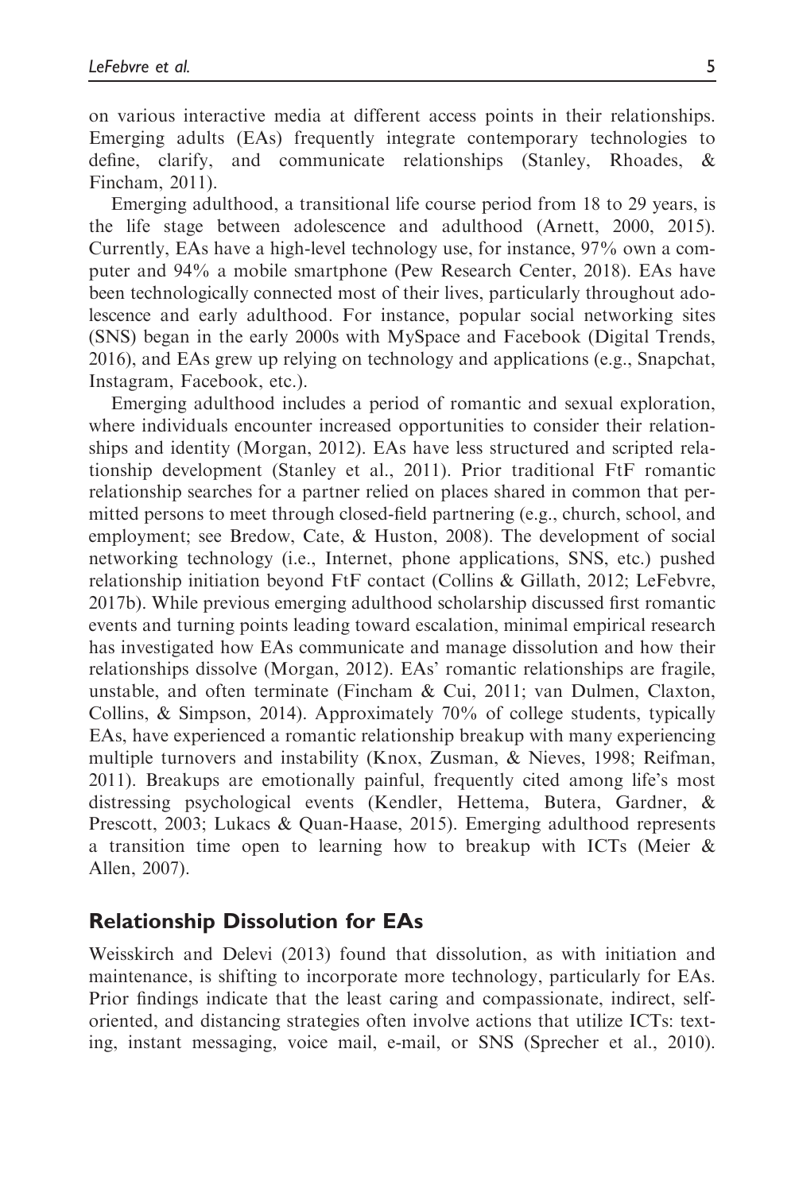on various interactive media at different access points in their relationships. Emerging adults (EAs) frequently integrate contemporary technologies to define, clarify, and communicate relationships (Stanley, Rhoades, & Fincham, 2011).

Emerging adulthood, a transitional life course period from 18 to 29 years, is the life stage between adolescence and adulthood (Arnett, 2000, 2015). Currently, EAs have a high-level technology use, for instance, 97% own a computer and 94% a mobile smartphone (Pew Research Center, 2018). EAs have been technologically connected most of their lives, particularly throughout adolescence and early adulthood. For instance, popular social networking sites (SNS) began in the early 2000s with MySpace and Facebook (Digital Trends, 2016), and EAs grew up relying on technology and applications (e.g., Snapchat, Instagram, Facebook, etc.).

Emerging adulthood includes a period of romantic and sexual exploration, where individuals encounter increased opportunities to consider their relationships and identity (Morgan, 2012). EAs have less structured and scripted relationship development (Stanley et al., 2011). Prior traditional FtF romantic relationship searches for a partner relied on places shared in common that permitted persons to meet through closed-field partnering (e.g., church, school, and employment; see Bredow, Cate, & Huston, 2008). The development of social networking technology (i.e., Internet, phone applications, SNS, etc.) pushed relationship initiation beyond FtF contact (Collins & Gillath, 2012; LeFebvre, 2017b). While previous emerging adulthood scholarship discussed first romantic events and turning points leading toward escalation, minimal empirical research has investigated how EAs communicate and manage dissolution and how their relationships dissolve (Morgan, 2012). EAs' romantic relationships are fragile, unstable, and often terminate (Fincham & Cui, 2011; van Dulmen, Claxton, Collins, & Simpson, 2014). Approximately 70% of college students, typically EAs, have experienced a romantic relationship breakup with many experiencing multiple turnovers and instability (Knox, Zusman, & Nieves, 1998; Reifman, 2011). Breakups are emotionally painful, frequently cited among life's most distressing psychological events (Kendler, Hettema, Butera, Gardner, & Prescott, 2003; Lukacs & Quan-Haase, 2015). Emerging adulthood represents a transition time open to learning how to breakup with ICTs (Meier & Allen, 2007).

## Relationship Dissolution for EAs

Weisskirch and Delevi (2013) found that dissolution, as with initiation and maintenance, is shifting to incorporate more technology, particularly for EAs. Prior findings indicate that the least caring and compassionate, indirect, self-oriented, and distancing strategies often involve actions that utilize ICTs: texting, instant messaging, voice mail, e-mail, or SNS (Sprecher et al., 2010).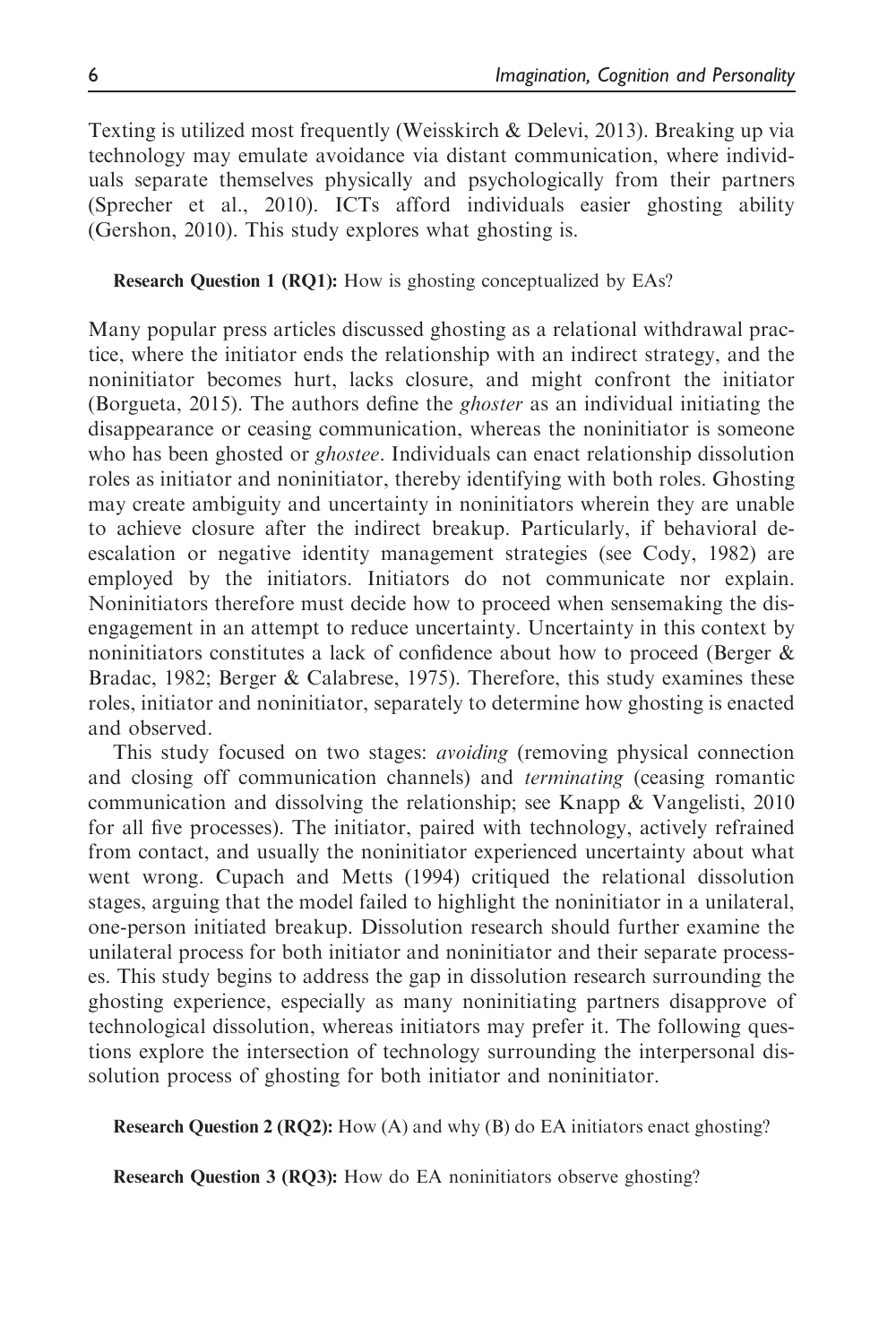Texting is utilized most frequently (Weisskirch & Delevi, 2013). Breaking up via technology may emulate avoidance via distant communication, where individuals separate themselves physically and psychologically from their partners (Sprecher et al., 2010). ICTs afford individuals easier ghosting ability (Gershon, 2010). This study explores what ghosting is.

**Research Question 1 (RQ1):** How is ghosting conceptualized by EAs?

Many popular press articles discussed ghosting as a relational withdrawal practice, where the initiator ends the relationship with an indirect strategy, and the noninitiator becomes hurt, lacks closure, and might confront the initiator (Borgueta, 2015). The authors define the *ghoster* as an individual initiating the disappearance or ceasing communication, whereas the noninitiator is someone who has been ghosted or *ghostee*. Individuals can enact relationship dissolution roles as initiator and noninitiator, thereby identifying with both roles. Ghosting may create ambiguity and uncertainty in noninitiators wherein they are unable to achieve closure after the indirect breakup. Particularly, if behavioral de-escalation or negative identity management strategies (see Cody, 1982) are employed by the initiators. Initiators do not communicate nor explain. Noninitiators therefore must decide how to proceed when sensemaking the disengagement in an attempt to reduce uncertainty. Uncertainty in this context by noninitiators constitutes a lack of confidence about how to proceed (Berger & Bradac, 1982; Berger & Calabrese, 1975). Therefore, this study examines these roles, initiator and noninitiator, separately to determine how ghosting is enacted and observed.

This study focused on two stages: *avoiding* (removing physical connection and closing off communication channels) and *terminating* (ceasing romantic communication and dissolving the relationship; see Knapp & Vangelisti, 2010 for all five processes). The initiator, paired with technology, actively refrained from contact, and usually the noninitiator experienced uncertainty about what went wrong. Cupach and Metts (1994) critiqued the relational dissolution stages, arguing that the model failed to highlight the noninitiator in a unilateral, one-person initiated breakup. Dissolution research should further examine the unilateral process for both initiator and noninitiator and their separate processes. This study begins to address the gap in dissolution research surrounding the ghosting experience, especially as many noninitiating partners disapprove of technological dissolution, whereas initiators may prefer it. The following questions explore the intersection of technology surrounding the interpersonal dissolution process of ghosting for both initiator and noninitiator.

**Research Question 2 (RQ2):** How (A) and why (B) do EA initiators enact ghosting?

**Research Question 3 (RQ3):** How do EA noninitiators observe ghosting?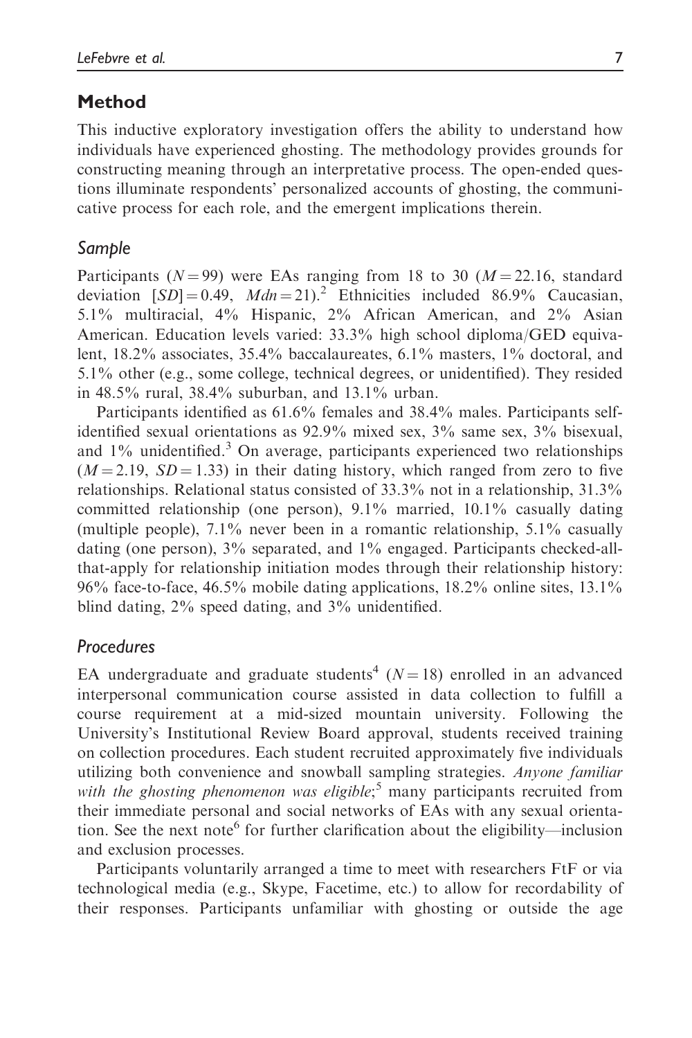## Method

This inductive exploratory investigation offers the ability to understand how individuals have experienced ghosting. The methodology provides grounds for constructing meaning through an interpretative process. The open-ended questions illuminate respondents' personalized accounts of ghosting, the communicative process for each role, and the emergent implications therein.

### Sample

Participants ($N = 99$) were EAs ranging from 18 to 30 ($M = 22.16$, standard deviation $[SD] = 0.49$, $Mdn = 21$).[2] Ethnicities included 86.9% Caucasian, 5.1% multiracial, 4% Hispanic, 2% African American, and 2% Asian American. Education levels varied: 33.3% high school diploma/GED equivalent, 18.2% associates, 35.4% baccalaureates, 6.1% masters, 1% doctoral, and 5.1% other (e.g., some college, technical degrees, or unidentified). They resided in 48.5% rural, 38.4% suburban, and 13.1% urban.

Participants identified as 61.6% females and 38.4% males. Participants self-identified sexual orientations as 92.9% mixed sex, 3% same sex, 3% bisexual, and 1% unidentified.[3] On average, participants experienced two relationships ($M = 2.19$, $SD = 1.33$) in their dating history, which ranged from zero to five relationships. Relational status consisted of 33.3% not in a relationship, 31.3% committed relationship (one person), 9.1% married, 10.1% casually dating (multiple people), 7.1% never been in a romantic relationship, 5.1% casually dating (one person), 3% separated, and 1% engaged. Participants checked-all-that-apply for relationship initiation modes through their relationship history: 96% face-to-face, 46.5% mobile dating applications, 18.2% online sites, 13.1% blind dating, 2% speed dating, and 3% unidentified.

### Procedures

EA undergraduate and graduate students[4] ($N = 18$) enrolled in an advanced interpersonal communication course assisted in data collection to fulfill a course requirement at a mid-sized mountain university. Following the University's Institutional Review Board approval, students received training on collection procedures. Each student recruited approximately five individuals utilizing both convenience and snowball sampling strategies. *Anyone familiar with the ghosting phenomenon was eligible*;[5] many participants recruited from their immediate personal and social networks of EAs with any sexual orientation. See the next note[6] for further clarification about the eligibility—inclusion and exclusion processes.

Participants voluntarily arranged a time to meet with researchers FtF or via technological media (e.g., Skype, Facetime, etc.) to allow for recordability of their responses. Participants unfamiliar with ghosting or outside the age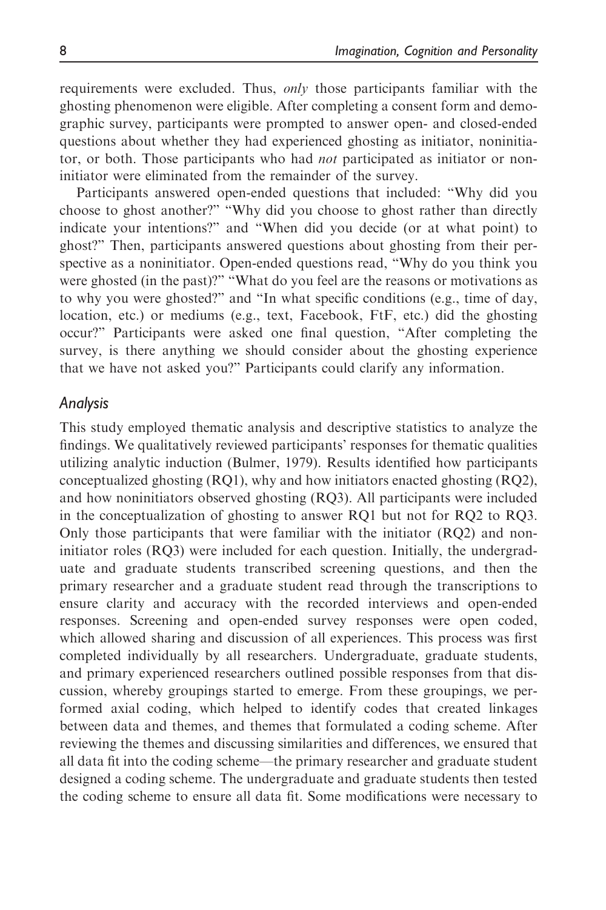requirements were excluded. Thus, *only* those participants familiar with the ghosting phenomenon were eligible. After completing a consent form and demographic survey, participants were prompted to answer open- and closed-ended questions about whether they had experienced ghosting as initiator, noninitiator, or both. Those participants who had *not* participated as initiator or noninitiator were eliminated from the remainder of the survey.

Participants answered open-ended questions that included: "Why did you choose to ghost another?" "Why did you choose to ghost rather than directly indicate your intentions?" and "When did you decide (or at what point) to ghost?" Then, participants answered questions about ghosting from their perspective as a noninitiator. Open-ended questions read, "Why do you think you were ghosted (in the past)?" "What do you feel are the reasons or motivations as to why you were ghosted?" and "In what specific conditions (e.g., time of day, location, etc.) or mediums (e.g., text, Facebook, FtF, etc.) did the ghosting occur?" Participants were asked one final question, "After completing the survey, is there anything we should consider about the ghosting experience that we have not asked you?" Participants could clarify any information.

## Analysis

This study employed thematic analysis and descriptive statistics to analyze the findings. We qualitatively reviewed participants' responses for thematic qualities utilizing analytic induction (Bulmer, 1979). Results identified how participants conceptualized ghosting (RQ1), why and how initiators enacted ghosting (RQ2), and how noninitiators observed ghosting (RQ3). All participants were included in the conceptualization of ghosting to answer RQ1 but not for RQ2 to RQ3. Only those participants that were familiar with the initiator (RQ2) and noninitiator roles (RQ3) were included for each question. Initially, the undergraduate and graduate students transcribed screening questions, and then the primary researcher and a graduate student read through the transcriptions to ensure clarity and accuracy with the recorded interviews and open-ended responses. Screening and open-ended survey responses were open coded, which allowed sharing and discussion of all experiences. This process was first completed individually by all researchers. Undergraduate, graduate students, and primary experienced researchers outlined possible responses from that discussion, whereby groupings started to emerge. From these groupings, we performed axial coding, which helped to identify codes that created linkages between data and themes, and themes that formulated a coding scheme. After reviewing the themes and discussing similarities and differences, we ensured that all data fit into the coding scheme—the primary researcher and graduate student designed a coding scheme. The undergraduate and graduate students then tested the coding scheme to ensure all data fit. Some modifications were necessary to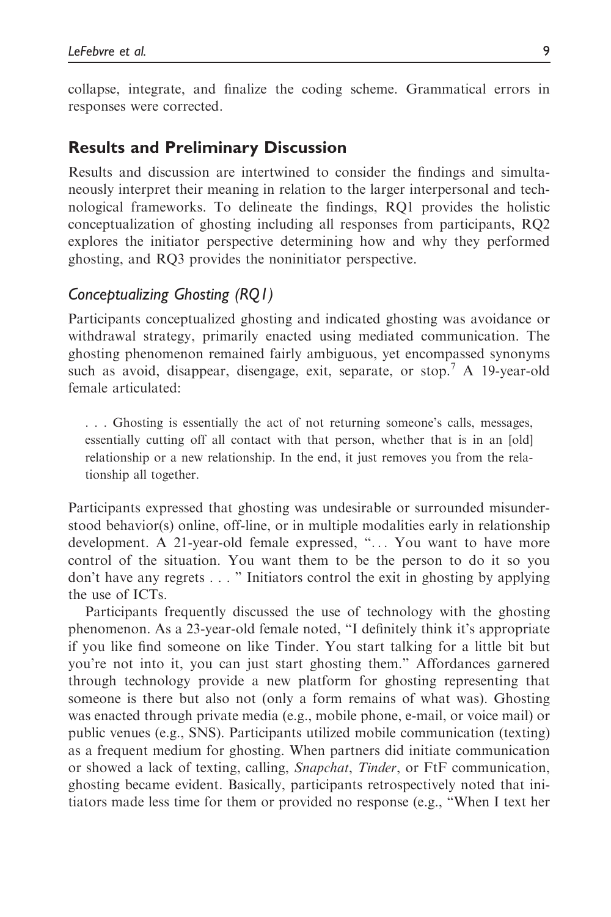collapse, integrate, and finalize the coding scheme. Grammatical errors in responses were corrected.

## Results and Preliminary Discussion

Results and discussion are intertwined to consider the findings and simultaneously interpret their meaning in relation to the larger interpersonal and technological frameworks. To delineate the findings, RQ1 provides the holistic conceptualization of ghosting including all responses from participants, RQ2 explores the initiator perspective determining how and why they performed ghosting, and RQ3 provides the noninitiator perspective.

### *Conceptualizing Ghosting (RQ1)*

Participants conceptualized ghosting and indicated ghosting was avoidance or withdrawal strategy, primarily enacted using mediated communication. The ghosting phenomenon remained fairly ambiguous, yet encompassed synonyms such as avoid, disappear, disengage, exit, separate, or stop.[7] A 19-year-old female articulated:

> . . . Ghosting is essentially the act of not returning someone's calls, messages, essentially cutting off all contact with that person, whether that is in an [old] relationship or a new relationship. In the end, it just removes you from the relationship all together.

Participants expressed that ghosting was undesirable or surrounded misunderstood behavior(s) online, off-line, or in multiple modalities early in relationship development. A 21-year-old female expressed, "... You want to have more control of the situation. You want them to be the person to do it so you don't have any regrets . . . " Initiators control the exit in ghosting by applying the use of ICTs.

Participants frequently discussed the use of technology with the ghosting phenomenon. As a 23-year-old female noted, "I definitely think it's appropriate if you like find someone on like Tinder. You start talking for a little bit but you're not into it, you can just start ghosting them." Affordances garnered through technology provide a new platform for ghosting representing that someone is there but also not (only a form remains of what was). Ghosting was enacted through private media (e.g., mobile phone, e-mail, or voice mail) or public venues (e.g., SNS). Participants utilized mobile communication (texting) as a frequent medium for ghosting. When partners did initiate communication or showed a lack of texting, calling, *Snapchat*, *Tinder*, or FtF communication, ghosting became evident. Basically, participants retrospectively noted that initiators made less time for them or provided no response (e.g., "When I text her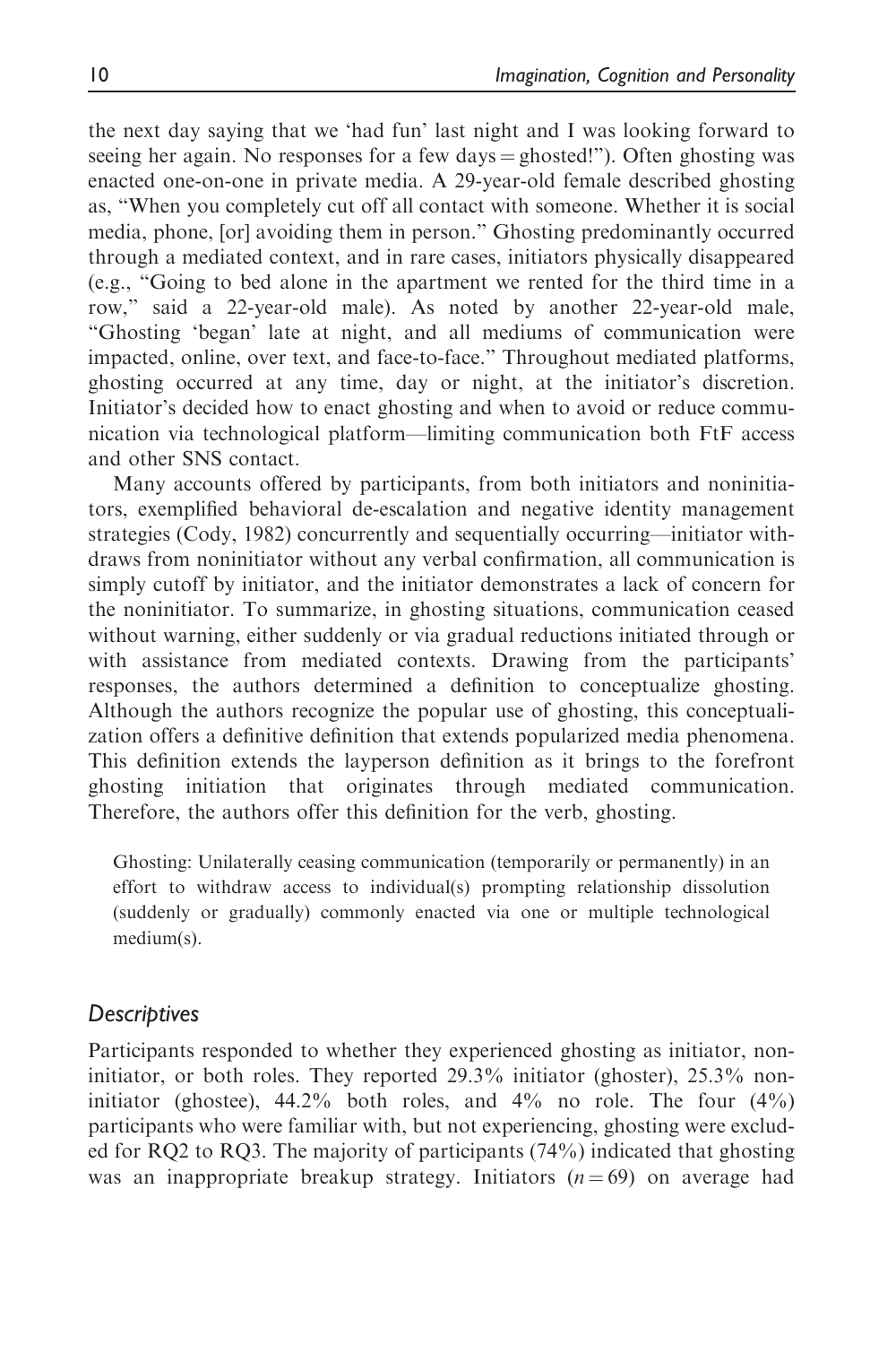the next day saying that we 'had fun' last night and I was looking forward to seeing her again. No responses for a few days = ghosted!"). Often ghosting was enacted one-on-one in private media. A 29-year-old female described ghosting as, "When you completely cut off all contact with someone. Whether it is social media, phone, [or] avoiding them in person." Ghosting predominantly occurred through a mediated context, and in rare cases, initiators physically disappeared (e.g., "Going to bed alone in the apartment we rented for the third time in a row," said a 22-year-old male). As noted by another 22-year-old male, "Ghosting 'began' late at night, and all mediums of communication were impacted, online, over text, and face-to-face." Throughout mediated platforms, ghosting occurred at any time, day or night, at the initiator's discretion. Initiator's decided how to enact ghosting and when to avoid or reduce communication via technological platform—limiting communication both FtF access and other SNS contact.

Many accounts offered by participants, from both initiators and noninitiators, exemplified behavioral de-escalation and negative identity management strategies (Cody, 1982) concurrently and sequentially occurring—initiator withdraws from noninitiator without any verbal confirmation, all communication is simply cutoff by initiator, and the initiator demonstrates a lack of concern for the noninitiator. To summarize, in ghosting situations, communication ceased without warning, either suddenly or via gradual reductions initiated through or with assistance from mediated contexts. Drawing from the participants' responses, the authors determined a definition to conceptualize ghosting. Although the authors recognize the popular use of ghosting, this conceptualization offers a definitive definition that extends popularized media phenomena. This definition extends the layperson definition as it brings to the forefront ghosting initiation that originates through mediated communication. Therefore, the authors offer this definition for the verb, ghosting.

> Ghosting: Unilaterally ceasing communication (temporarily or permanently) in an effort to withdraw access to individual(s) prompting relationship dissolution (suddenly or gradually) commonly enacted via one or multiple technological medium(s).

### *Descriptives*

Participants responded to whether they experienced ghosting as initiator, noninitiator, or both roles. They reported 29.3% initiator (ghoster), 25.3% noninitiator (ghostee), 44.2% both roles, and 4% no role. The four (4%) participants who were familiar with, but not experiencing, ghosting were excluded for RQ2 to RQ3. The majority of participants (74%) indicated that ghosting was an inappropriate breakup strategy. Initiators ($n = 69$) on average had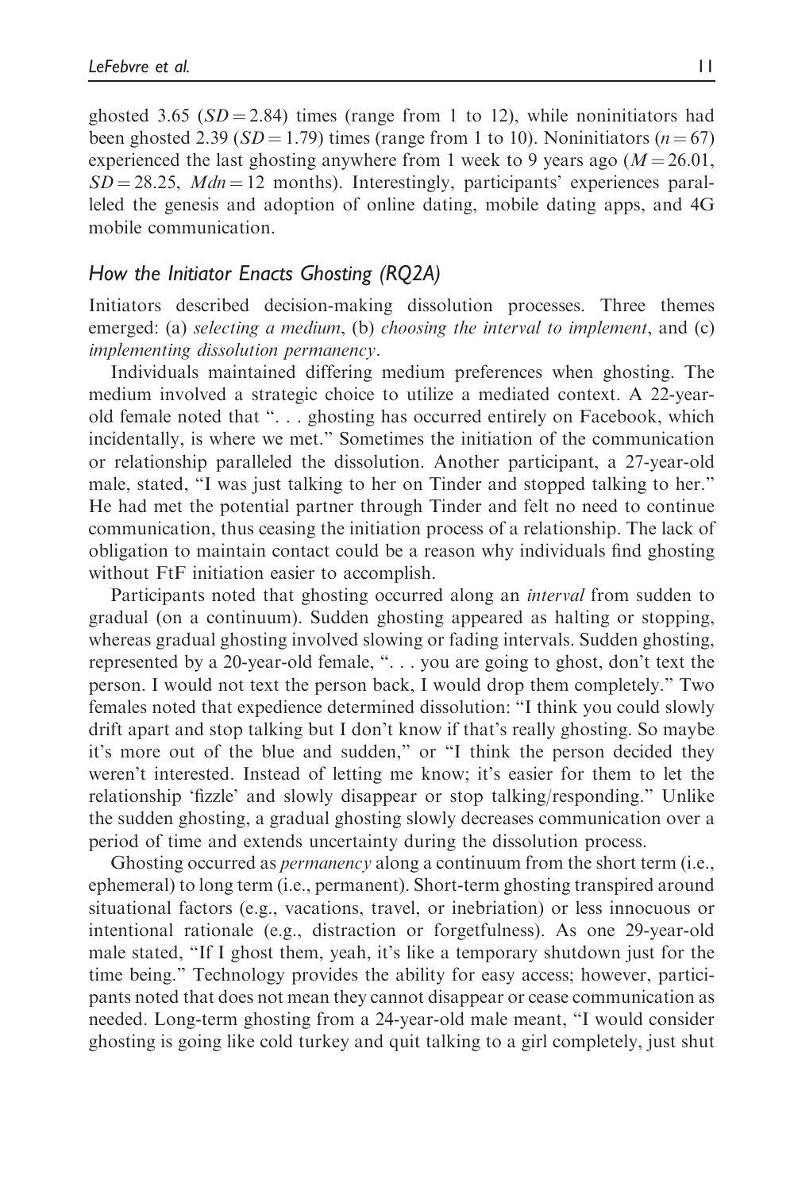ghosted 3.65 ($SD = 2.84$) times (range from 1 to 12), while noninitiators had been ghosted 2.39 ($SD = 1.79$) times (range from 1 to 10). Noninitiators ($n = 67$) experienced the last ghosting anywhere from 1 week to 9 years ago ($M = 26.01$, $SD = 28.25$, $Mdn = 12$ months). Interestingly, participants' experiences paralleled the genesis and adoption of online dating, mobile dating apps, and 4G mobile communication.

## *How the Initiator Enacts Ghosting (RQ2A)*

Initiators described decision-making dissolution processes. Three themes emerged: (a) *selecting a medium*, (b) *choosing the interval to implement*, and (c) *implementing dissolution permanency*.

Individuals maintained differing medium preferences when ghosting. The medium involved a strategic choice to utilize a mediated context. A 22-year-old female noted that ". . . ghosting has occurred entirely on Facebook, which incidentally, is where we met." Sometimes the initiation of the communication or relationship paralleled the dissolution. Another participant, a 27-year-old male, stated, "I was just talking to her on Tinder and stopped talking to her." He had met the potential partner through Tinder and felt no need to continue communication, thus ceasing the initiation process of a relationship. The lack of obligation to maintain contact could be a reason why individuals find ghosting without FtF initiation easier to accomplish.

Participants noted that ghosting occurred along an *interval* from sudden to gradual (on a continuum). Sudden ghosting appeared as halting or stopping, whereas gradual ghosting involved slowing or fading intervals. Sudden ghosting, represented by a 20-year-old female, ". . . you are going to ghost, don't text the person. I would not text the person back, I would drop them completely." Two females noted that expedience determined dissolution: "I think you could slowly drift apart and stop talking but I don't know if that's really ghosting. So maybe it's more out of the blue and sudden," or "I think the person decided they weren't interested. Instead of letting me know; it's easier for them to let the relationship 'fizzle' and slowly disappear or stop talking/responding." Unlike the sudden ghosting, a gradual ghosting slowly decreases communication over a period of time and extends uncertainty during the dissolution process.

Ghosting occurred as *permanency* along a continuum from the short term (i.e., ephemeral) to long term (i.e., permanent). Short-term ghosting transpired around situational factors (e.g., vacations, travel, or inebriation) or less innocuous or intentional rationale (e.g., distraction or forgetfulness). As one 29-year-old male stated, "If I ghost them, yeah, it's like a temporary shutdown just for the time being." Technology provides the ability for easy access; however, participants noted that does not mean they cannot disappear or cease communication as needed. Long-term ghosting from a 24-year-old male meant, "I would consider ghosting is going like cold turkey and quit talking to a girl completely, just shut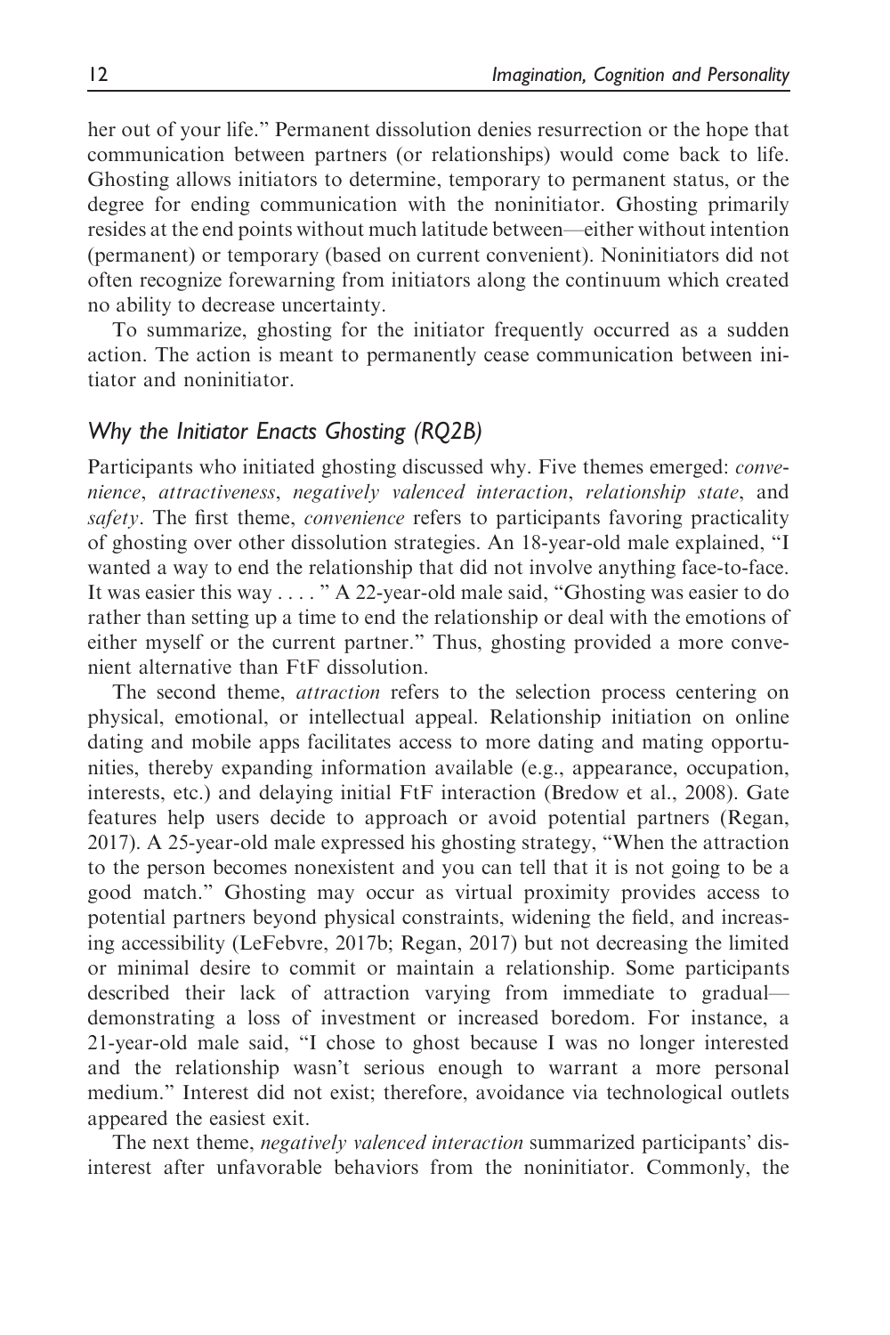her out of your life." Permanent dissolution denies resurrection or the hope that communication between partners (or relationships) would come back to life. Ghosting allows initiators to determine, temporary to permanent status, or the degree for ending communication with the noninitiator. Ghosting primarily resides at the end points without much latitude between—either without intention (permanent) or temporary (based on current convenient). Noninitiators did not often recognize forewarning from initiators along the continuum which created no ability to decrease uncertainty.

To summarize, ghosting for the initiator frequently occurred as a sudden action. The action is meant to permanently cease communication between initiator and noninitiator.

## *Why the Initiator Enacts Ghosting (RQ2B)*

Participants who initiated ghosting discussed why. Five themes emerged: *convenience*, *attractiveness*, *negatively valenced interaction*, *relationship state*, and *safety*. The first theme, *convenience* refers to participants favoring practicality of ghosting over other dissolution strategies. An 18-year-old male explained, "I wanted a way to end the relationship that did not involve anything face-to-face. It was easier this way . . . . " A 22-year-old male said, "Ghosting was easier to do rather than setting up a time to end the relationship or deal with the emotions of either myself or the current partner." Thus, ghosting provided a more convenient alternative than FtF dissolution.

The second theme, *attraction* refers to the selection process centering on physical, emotional, or intellectual appeal. Relationship initiation on online dating and mobile apps facilitates access to more dating and mating opportunities, thereby expanding information available (e.g., appearance, occupation, interests, etc.) and delaying initial FtF interaction (Bredow et al., 2008). Gate features help users decide to approach or avoid potential partners (Regan, 2017). A 25-year-old male expressed his ghosting strategy, "When the attraction to the person becomes nonexistent and you can tell that it is not going to be a good match." Ghosting may occur as virtual proximity provides access to potential partners beyond physical constraints, widening the field, and increasing accessibility (LeFebvre, 2017b; Regan, 2017) but not decreasing the limited or minimal desire to commit or maintain a relationship. Some participants described their lack of attraction varying from immediate to gradual—demonstrating a loss of investment or increased boredom. For instance, a 21-year-old male said, "I chose to ghost because I was no longer interested and the relationship wasn't serious enough to warrant a more personal medium." Interest did not exist; therefore, avoidance via technological outlets appeared the easiest exit.

The next theme, *negatively valenced interaction* summarized participants' disinterest after unfavorable behaviors from the noninitiator. Commonly, the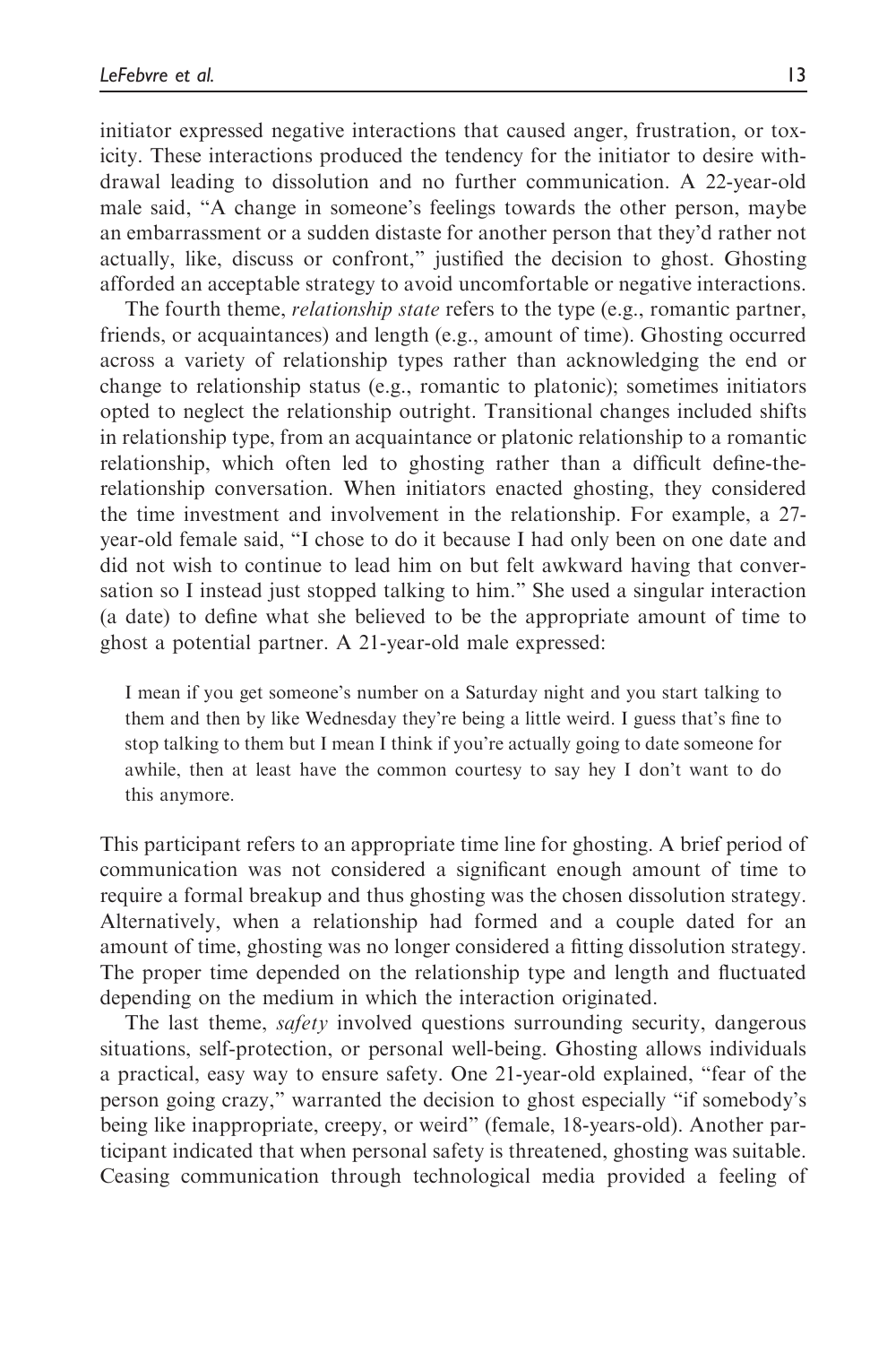initiator expressed negative interactions that caused anger, frustration, or toxicity. These interactions produced the tendency for the initiator to desire withdrawal leading to dissolution and no further communication. A 22-year-old male said, "A change in someone's feelings towards the other person, maybe an embarrassment or a sudden distaste for another person that they'd rather not actually, like, discuss or confront," justified the decision to ghost. Ghosting afforded an acceptable strategy to avoid uncomfortable or negative interactions.

The fourth theme, *relationship state* refers to the type (e.g., romantic partner, friends, or acquaintances) and length (e.g., amount of time). Ghosting occurred across a variety of relationship types rather than acknowledging the end or change to relationship status (e.g., romantic to platonic); sometimes initiators opted to neglect the relationship outright. Transitional changes included shifts in relationship type, from an acquaintance or platonic relationship to a romantic relationship, which often led to ghosting rather than a difficult define-the-relationship conversation. When initiators enacted ghosting, they considered the time investment and involvement in the relationship. For example, a 27-year-old female said, "I chose to do it because I had only been on one date and did not wish to continue to lead him on but felt awkward having that conversation so I instead just stopped talking to him." She used a singular interaction (a date) to define what she believed to be the appropriate amount of time to ghost a potential partner. A 21-year-old male expressed:

> I mean if you get someone's number on a Saturday night and you start talking to them and then by like Wednesday they're being a little weird. I guess that's fine to stop talking to them but I mean I think if you're actually going to date someone for awhile, then at least have the common courtesy to say hey I don't want to do this anymore.

This participant refers to an appropriate time line for ghosting. A brief period of communication was not considered a significant enough amount of time to require a formal breakup and thus ghosting was the chosen dissolution strategy. Alternatively, when a relationship had formed and a couple dated for an amount of time, ghosting was no longer considered a fitting dissolution strategy. The proper time depended on the relationship type and length and fluctuated depending on the medium in which the interaction originated.

The last theme, *safety* involved questions surrounding security, dangerous situations, self-protection, or personal well-being. Ghosting allows individuals a practical, easy way to ensure safety. One 21-year-old explained, "fear of the person going crazy," warranted the decision to ghost especially "if somebody's being like inappropriate, creepy, or weird" (female, 18-years-old). Another participant indicated that when personal safety is threatened, ghosting was suitable. Ceasing communication through technological media provided a feeling of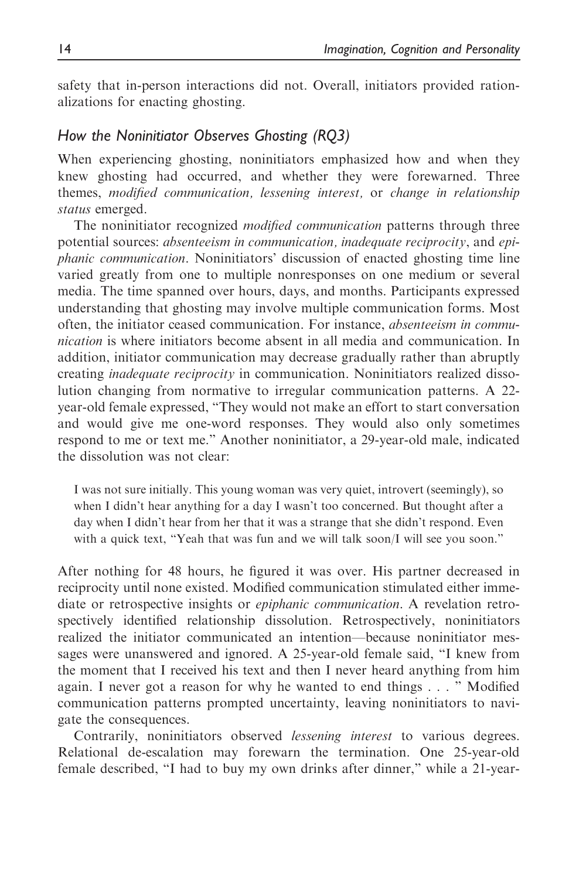safety that in-person interactions did not. Overall, initiators provided rationalizations for enacting ghosting.

### *How the Noninitiator Observes Ghosting (RQ3)*

When experiencing ghosting, noninitiators emphasized how and when they knew ghosting had occurred, and whether they were forewarned. Three themes, *modified communication, lessening interest,* or *change in relationship status* emerged.

The noninitiator recognized *modified communication* patterns through three potential sources: *absenteeism in communication, inadequate reciprocity*, and *epiphanic communication*. Noninitiators' discussion of enacted ghosting time line varied greatly from one to multiple nonresponses on one medium or several media. The time spanned over hours, days, and months. Participants expressed understanding that ghosting may involve multiple communication forms. Most often, the initiator ceased communication. For instance, *absenteeism in communication* is where initiators become absent in all media and communication. In addition, initiator communication may decrease gradually rather than abruptly creating *inadequate reciprocity* in communication. Noninitiators realized dissolution changing from normative to irregular communication patterns. A 22-year-old female expressed, "They would not make an effort to start conversation and would give me one-word responses. They would also only sometimes respond to me or text me." Another noninitiator, a 29-year-old male, indicated the dissolution was not clear:

> I was not sure initially. This young woman was very quiet, introvert (seemingly), so when I didn't hear anything for a day I wasn't too concerned. But thought after a day when I didn't hear from her that it was a strange that she didn't respond. Even with a quick text, "Yeah that was fun and we will talk soon/I will see you soon."

After nothing for 48 hours, he figured it was over. His partner decreased in reciprocity until none existed. Modified communication stimulated either immediate or retrospective insights or *epiphanic communication*. A revelation retrospectively identified relationship dissolution. Retrospectively, noninitiators realized the initiator communicated an intention—because noninitiator messages were unanswered and ignored. A 25-year-old female said, "I knew from the moment that I received his text and then I never heard anything from him again. I never got a reason for why he wanted to end things . . . " Modified communication patterns prompted uncertainty, leaving noninitiators to navigate the consequences.

Contrarily, noninitiators observed *lessening interest* to various degrees. Relational de-escalation may forewarn the termination. One 25-year-old female described, "I had to buy my own drinks after dinner," while a 21-year-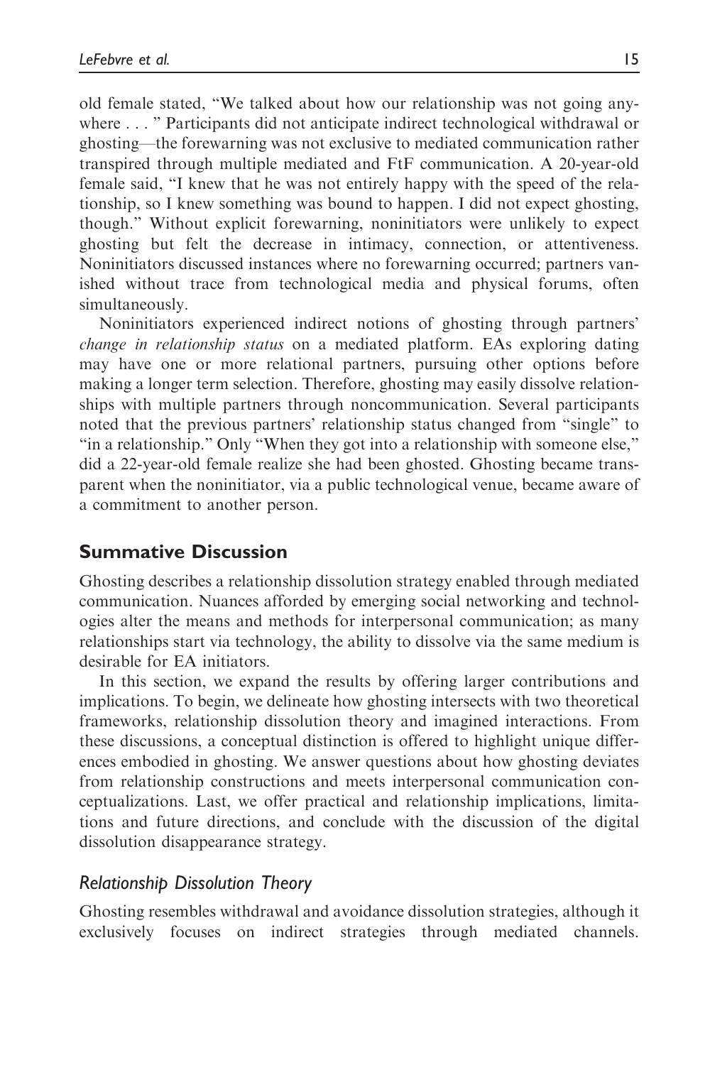old female stated, "We talked about how our relationship was not going anywhere . . . " Participants did not anticipate indirect technological withdrawal or ghosting—the forewarning was not exclusive to mediated communication rather transpired through multiple mediated and FtF communication. A 20-year-old female said, "I knew that he was not entirely happy with the speed of the relationship, so I knew something was bound to happen. I did not expect ghosting, though." Without explicit forewarning, noninitiators were unlikely to expect ghosting but felt the decrease in intimacy, connection, or attentiveness. Noninitiators discussed instances where no forewarning occurred; partners vanished without trace from technological media and physical forums, often simultaneously.

Noninitiators experienced indirect notions of ghosting through partners' *change in relationship status* on a mediated platform. EAs exploring dating may have one or more relational partners, pursuing other options before making a longer term selection. Therefore, ghosting may easily dissolve relationships with multiple partners through noncommunication. Several participants noted that the previous partners' relationship status changed from "single" to "in a relationship." Only "When they got into a relationship with someone else," did a 22-year-old female realize she had been ghosted. Ghosting became transparent when the noninitiator, via a public technological venue, became aware of a commitment to another person.

## Summative Discussion

Ghosting describes a relationship dissolution strategy enabled through mediated communication. Nuances afforded by emerging social networking and technologies alter the means and methods for interpersonal communication; as many relationships start via technology, the ability to dissolve via the same medium is desirable for EA initiators.

In this section, we expand the results by offering larger contributions and implications. To begin, we delineate how ghosting intersects with two theoretical frameworks, relationship dissolution theory and imagined interactions. From these discussions, a conceptual distinction is offered to highlight unique differences embodied in ghosting. We answer questions about how ghosting deviates from relationship constructions and meets interpersonal communication conceptualizations. Last, we offer practical and relationship implications, limitations and future directions, and conclude with the discussion of the digital dissolution disappearance strategy.

### *Relationship Dissolution Theory*

Ghosting resembles withdrawal and avoidance dissolution strategies, although it exclusively focuses on indirect strategies through mediated channels.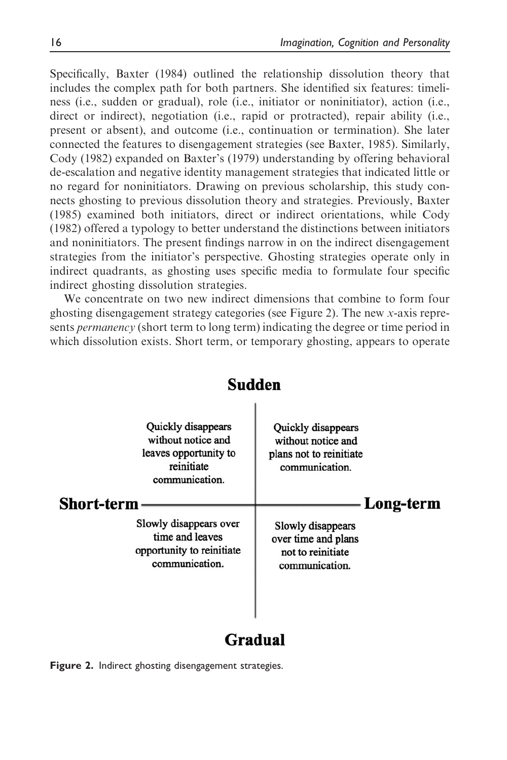Specifically, Baxter (1984) outlined the relationship dissolution theory that includes the complex path for both partners. She identified six features: timeliness (i.e., sudden or gradual), role (i.e., initiator or noninitiator), action (i.e., direct or indirect), negotiation (i.e., rapid or protracted), repair ability (i.e., present or absent), and outcome (i.e., continuation or termination). She later connected the features to disengagement strategies (see Baxter, 1985). Similarly, Cody (1982) expanded on Baxter's (1979) understanding by offering behavioral de-escalation and negative identity management strategies that indicated little or no regard for noninitiators. Drawing on previous scholarship, this study connects ghosting to previous dissolution theory and strategies. Previously, Baxter (1985) examined both initiators, direct or indirect orientations, while Cody (1982) offered a typology to better understand the distinctions between initiators and noninitiators. The present findings narrow in on the indirect disengagement strategies from the initiator's perspective. Ghosting strategies operate only in indirect quadrants, as ghosting uses specific media to formulate four specific indirect ghosting dissolution strategies.

We concentrate on two new indirect dimensions that combine to form four ghosting disengagement strategy categories (see Figure 2). The new $x$-axis represents *permanency* (short term to long term) indicating the degree or time period in which dissolution exists. Short term, or temporary ghosting, appears to operate

| | Short-term | Long-term |
|---|---|---|
| **Sudden** | Quickly disappears without notice and leaves opportunity to reinitiate communication. | Quickly disappears without notice and plans not to reinitiate communication. |
| **Gradual** | Slowly disappears over time and leaves opportunity to reinitiate communication. | Slowly disappears over time and plans not to reinitiate communication. |

**Figure 2.** Indirect ghosting disengagement strategies.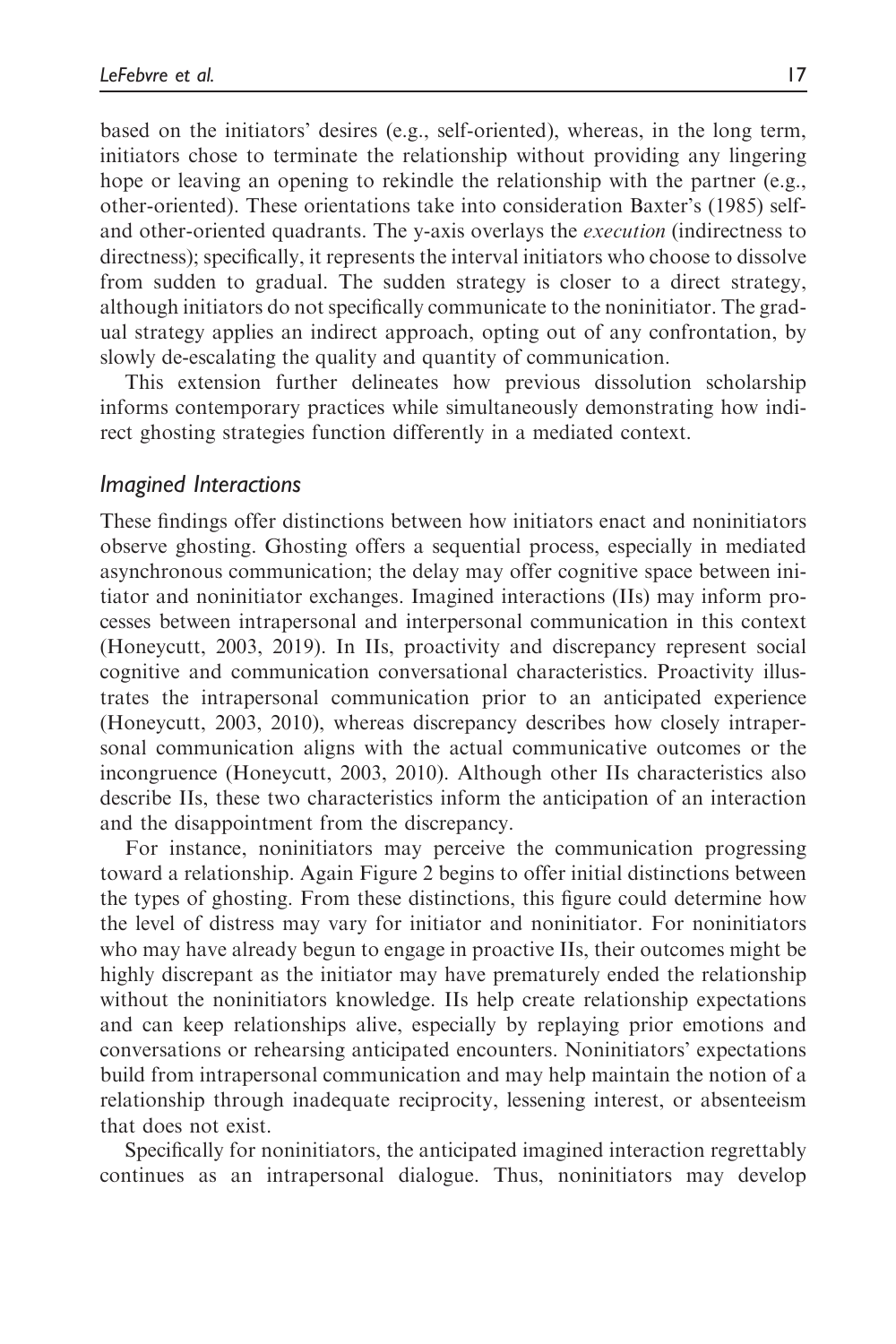based on the initiators' desires (e.g., self-oriented), whereas, in the long term, initiators chose to terminate the relationship without providing any lingering hope or leaving an opening to rekindle the relationship with the partner (e.g., other-oriented). These orientations take into consideration Baxter's (1985) self- and other-oriented quadrants. The y-axis overlays the *execution* (indirectness to directness); specifically, it represents the interval initiators who choose to dissolve from sudden to gradual. The sudden strategy is closer to a direct strategy, although initiators do not specifically communicate to the noninitiator. The gradual strategy applies an indirect approach, opting out of any confrontation, by slowly de-escalating the quality and quantity of communication.

This extension further delineates how previous dissolution scholarship informs contemporary practices while simultaneously demonstrating how indirect ghosting strategies function differently in a mediated context.

### *Imagined Interactions*

These findings offer distinctions between how initiators enact and noninitiators observe ghosting. Ghosting offers a sequential process, especially in mediated asynchronous communication; the delay may offer cognitive space between initiator and noninitiator exchanges. Imagined interactions (IIs) may inform processes between intrapersonal and interpersonal communication in this context (Honeycutt, 2003, 2019). In IIs, proactivity and discrepancy represent social cognitive and communication conversational characteristics. Proactivity illustrates the intrapersonal communication prior to an anticipated experience (Honeycutt, 2003, 2010), whereas discrepancy describes how closely intrapersonal communication aligns with the actual communicative outcomes or the incongruence (Honeycutt, 2003, 2010). Although other IIs characteristics also describe IIs, these two characteristics inform the anticipation of an interaction and the disappointment from the discrepancy.

For instance, noninitiators may perceive the communication progressing toward a relationship. Again Figure 2 begins to offer initial distinctions between the types of ghosting. From these distinctions, this figure could determine how the level of distress may vary for initiator and noninitiator. For noninitiators who may have already begun to engage in proactive IIs, their outcomes might be highly discrepant as the initiator may have prematurely ended the relationship without the noninitiators knowledge. IIs help create relationship expectations and can keep relationships alive, especially by replaying prior emotions and conversations or rehearsing anticipated encounters. Noninitiators' expectations build from intrapersonal communication and may help maintain the notion of a relationship through inadequate reciprocity, lessening interest, or absenteeism that does not exist.

Specifically for noninitiators, the anticipated imagined interaction regrettably continues as an intrapersonal dialogue. Thus, noninitiators may develop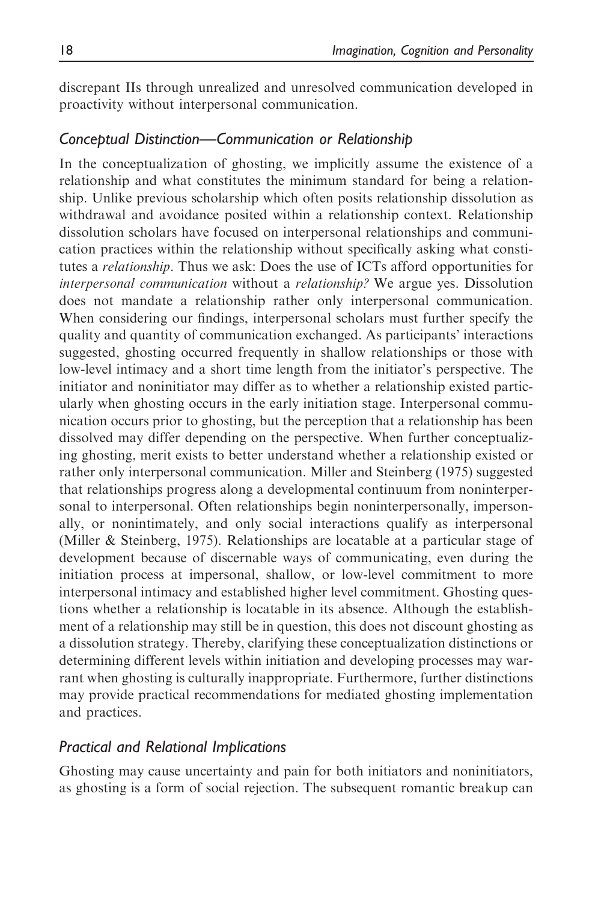discrepant IIs through unrealized and unresolved communication developed in proactivity without interpersonal communication.

### *Conceptual Distinction—Communication or Relationship*

In the conceptualization of ghosting, we implicitly assume the existence of a relationship and what constitutes the minimum standard for being a relationship. Unlike previous scholarship which often posits relationship dissolution as withdrawal and avoidance posited within a relationship context. Relationship dissolution scholars have focused on interpersonal relationships and communication practices within the relationship without specifically asking what constitutes a *relationship*. Thus we ask: Does the use of ICTs afford opportunities for *interpersonal communication* without a *relationship?* We argue yes. Dissolution does not mandate a relationship rather only interpersonal communication. When considering our findings, interpersonal scholars must further specify the quality and quantity of communication exchanged. As participants' interactions suggested, ghosting occurred frequently in shallow relationships or those with low-level intimacy and a short time length from the initiator's perspective. The initiator and noninitiator may differ as to whether a relationship existed particularly when ghosting occurs in the early initiation stage. Interpersonal communication occurs prior to ghosting, but the perception that a relationship has been dissolved may differ depending on the perspective. When further conceptualizing ghosting, merit exists to better understand whether a relationship existed or rather only interpersonal communication. Miller and Steinberg (1975) suggested that relationships progress along a developmental continuum from noninterpersonal to interpersonal. Often relationships begin noninterpersonally, impersonally, or nonintimately, and only social interactions qualify as interpersonal (Miller & Steinberg, 1975). Relationships are locatable at a particular stage of development because of discernable ways of communicating, even during the initiation process at impersonal, shallow, or low-level commitment to more interpersonal intimacy and established higher level commitment. Ghosting questions whether a relationship is locatable in its absence. Although the establishment of a relationship may still be in question, this does not discount ghosting as a dissolution strategy. Thereby, clarifying these conceptualization distinctions or determining different levels within initiation and developing processes may warrant when ghosting is culturally inappropriate. Furthermore, further distinctions may provide practical recommendations for mediated ghosting implementation and practices.

### *Practical and Relational Implications*

Ghosting may cause uncertainty and pain for both initiators and noninitiators, as ghosting is a form of social rejection. The subsequent romantic breakup can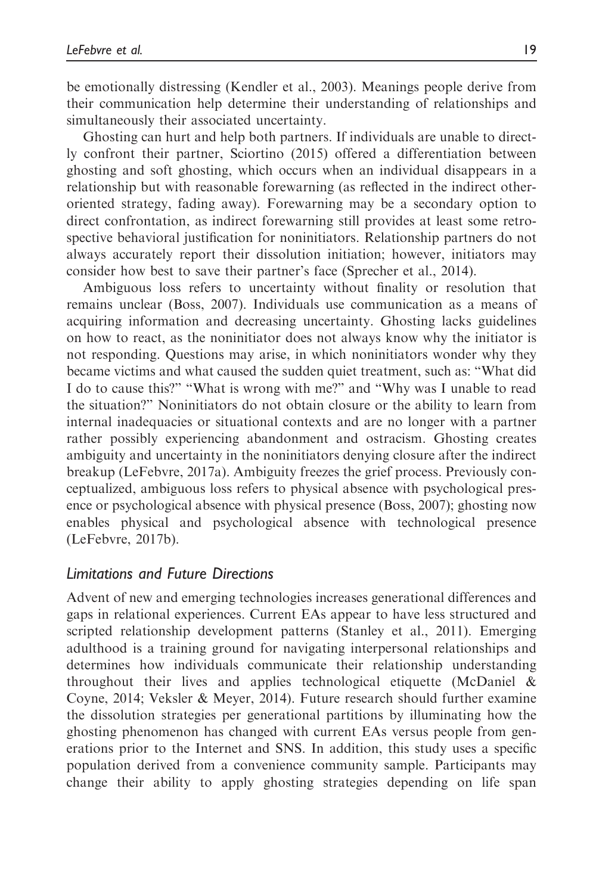be emotionally distressing (Kendler et al., 2003). Meanings people derive from their communication help determine their understanding of relationships and simultaneously their associated uncertainty.

Ghosting can hurt and help both partners. If individuals are unable to directly confront their partner, Sciortino (2015) offered a differentiation between ghosting and soft ghosting, which occurs when an individual disappears in a relationship but with reasonable forewarning (as reflected in the indirect other-oriented strategy, fading away). Forewarning may be a secondary option to direct confrontation, as indirect forewarning still provides at least some retrospective behavioral justification for noninitiators. Relationship partners do not always accurately report their dissolution initiation; however, initiators may consider how best to save their partner's face (Sprecher et al., 2014).

Ambiguous loss refers to uncertainty without finality or resolution that remains unclear (Boss, 2007). Individuals use communication as a means of acquiring information and decreasing uncertainty. Ghosting lacks guidelines on how to react, as the noninitiator does not always know why the initiator is not responding. Questions may arise, in which noninitiators wonder why they became victims and what caused the sudden quiet treatment, such as: "What did I do to cause this?" "What is wrong with me?" and "Why was I unable to read the situation?" Noninitiators do not obtain closure or the ability to learn from internal inadequacies or situational contexts and are no longer with a partner rather possibly experiencing abandonment and ostracism. Ghosting creates ambiguity and uncertainty in the noninitiators denying closure after the indirect breakup (LeFebvre, 2017a). Ambiguity freezes the grief process. Previously conceptualized, ambiguous loss refers to physical absence with psychological presence or psychological absence with physical presence (Boss, 2007); ghosting now enables physical and psychological absence with technological presence (LeFebvre, 2017b).

### *Limitations and Future Directions*

Advent of new and emerging technologies increases generational differences and gaps in relational experiences. Current EAs appear to have less structured and scripted relationship development patterns (Stanley et al., 2011). Emerging adulthood is a training ground for navigating interpersonal relationships and determines how individuals communicate their relationship understanding throughout their lives and applies technological etiquette (McDaniel & Coyne, 2014; Veksler & Meyer, 2014). Future research should further examine the dissolution strategies per generational partitions by illuminating how the ghosting phenomenon has changed with current EAs versus people from generations prior to the Internet and SNS. In addition, this study uses a specific population derived from a convenience community sample. Participants may change their ability to apply ghosting strategies depending on life span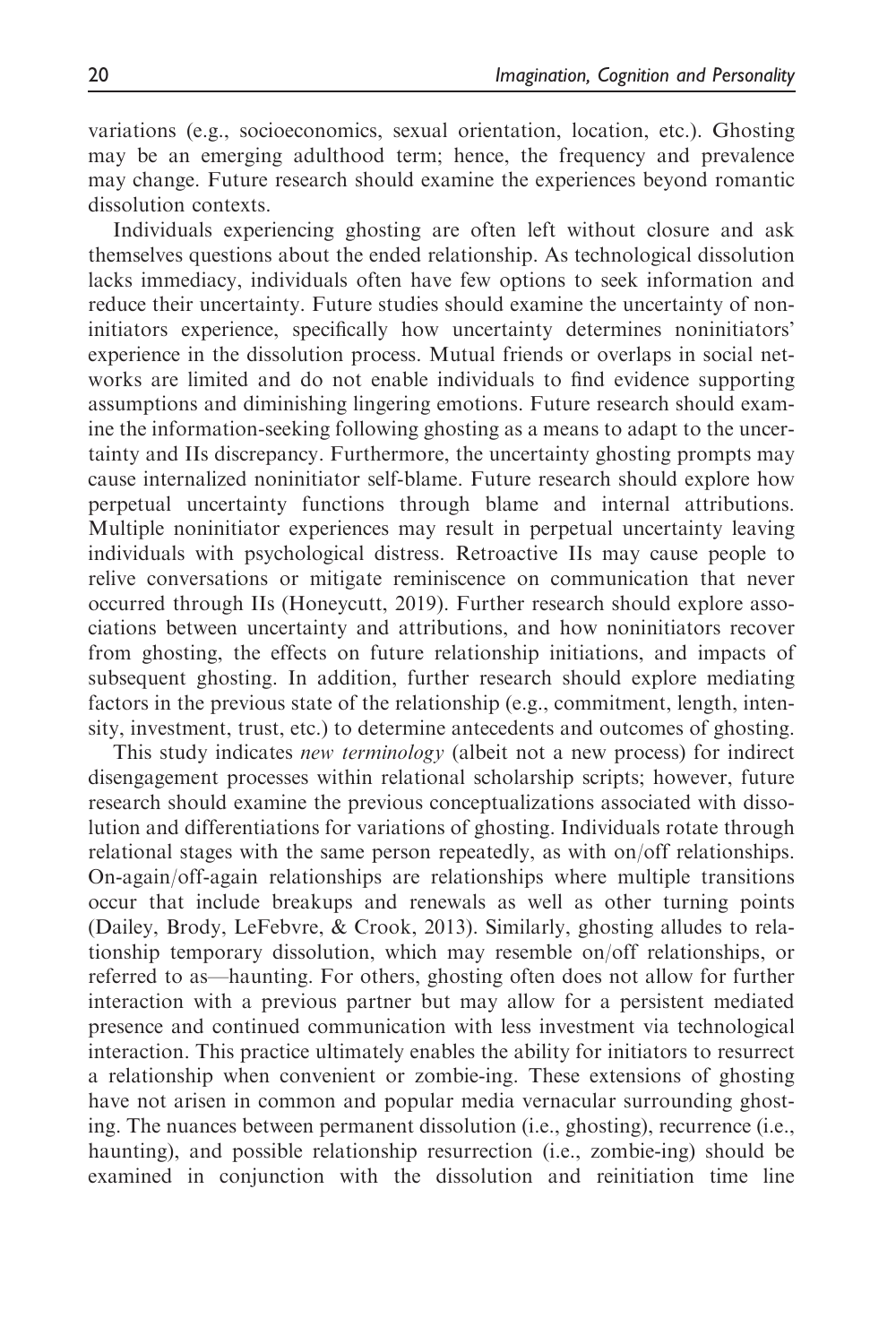variations (e.g., socioeconomics, sexual orientation, location, etc.). Ghosting may be an emerging adulthood term; hence, the frequency and prevalence may change. Future research should examine the experiences beyond romantic dissolution contexts.

Individuals experiencing ghosting are often left without closure and ask themselves questions about the ended relationship. As technological dissolution lacks immediacy, individuals often have few options to seek information and reduce their uncertainty. Future studies should examine the uncertainty of noninitiators experience, specifically how uncertainty determines noninitiators' experience in the dissolution process. Mutual friends or overlaps in social networks are limited and do not enable individuals to find evidence supporting assumptions and diminishing lingering emotions. Future research should examine the information-seeking following ghosting as a means to adapt to the uncertainty and IIs discrepancy. Furthermore, the uncertainty ghosting prompts may cause internalized noninitiator self-blame. Future research should explore how perpetual uncertainty functions through blame and internal attributions. Multiple noninitiator experiences may result in perpetual uncertainty leaving individuals with psychological distress. Retroactive IIs may cause people to relive conversations or mitigate reminiscence on communication that never occurred through IIs (Honeycutt, 2019). Further research should explore associations between uncertainty and attributions, and how noninitiators recover from ghosting, the effects on future relationship initiations, and impacts of subsequent ghosting. In addition, further research should explore mediating factors in the previous state of the relationship (e.g., commitment, length, intensity, investment, trust, etc.) to determine antecedents and outcomes of ghosting.

This study indicates *new terminology* (albeit not a new process) for indirect disengagement processes within relational scholarship scripts; however, future research should examine the previous conceptualizations associated with dissolution and differentiations for variations of ghosting. Individuals rotate through relational stages with the same person repeatedly, as with on/off relationships. On-again/off-again relationships are relationships where multiple transitions occur that include breakups and renewals as well as other turning points (Dailey, Brody, LeFebvre, & Crook, 2013). Similarly, ghosting alludes to relationship temporary dissolution, which may resemble on/off relationships, or referred to as—haunting. For others, ghosting often does not allow for further interaction with a previous partner but may allow for a persistent mediated presence and continued communication with less investment via technological interaction. This practice ultimately enables the ability for initiators to resurrect a relationship when convenient or zombie-ing. These extensions of ghosting have not arisen in common and popular media vernacular surrounding ghosting. The nuances between permanent dissolution (i.e., ghosting), recurrence (i.e., haunting), and possible relationship resurrection (i.e., zombie-ing) should be examined in conjunction with the dissolution and reinitiation time line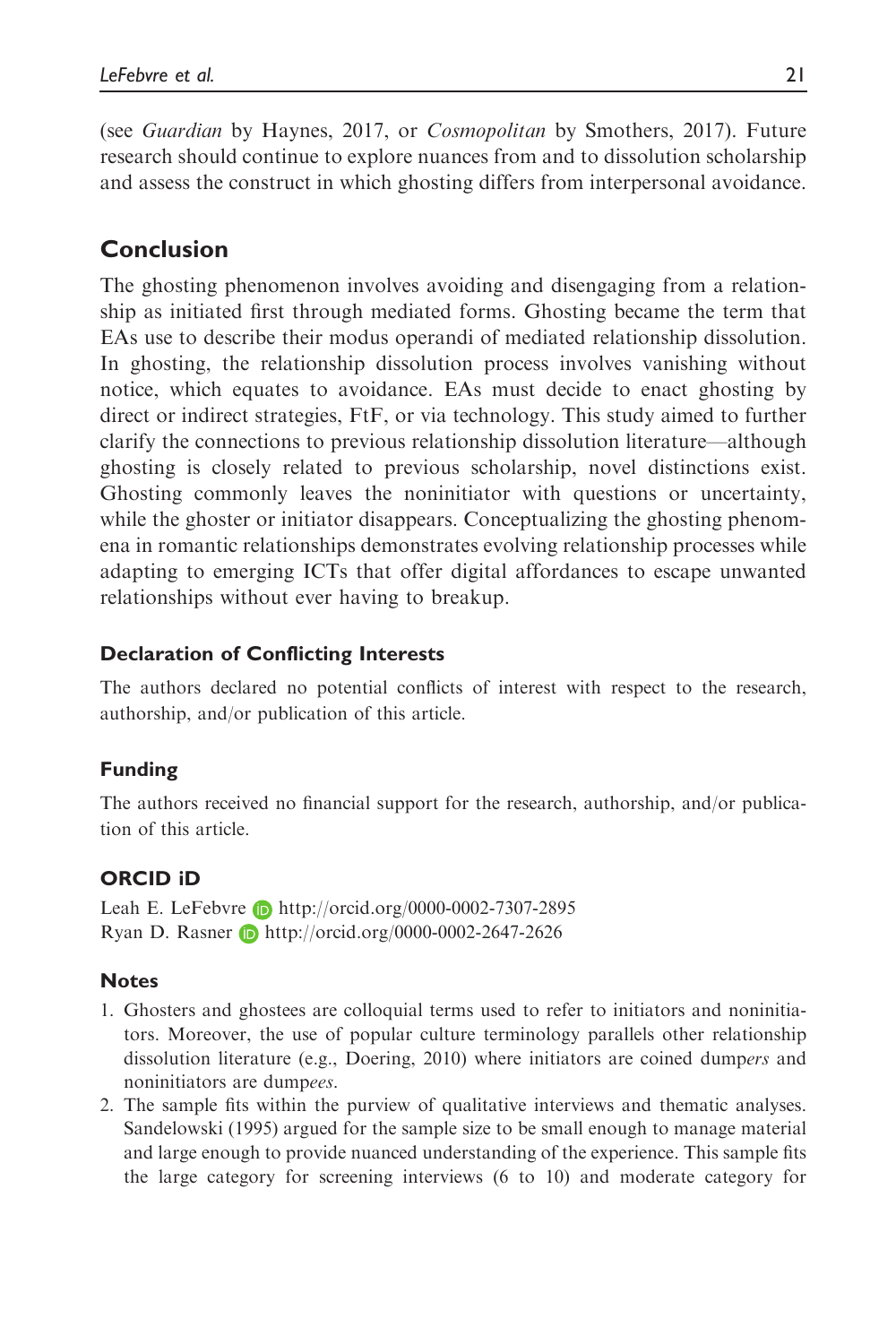(see *Guardian* by Haynes, 2017, or *Cosmopolitan* by Smothers, 2017). Future research should continue to explore nuances from and to dissolution scholarship and assess the construct in which ghosting differs from interpersonal avoidance.

## Conclusion

The ghosting phenomenon involves avoiding and disengaging from a relationship as initiated first through mediated forms. Ghosting became the term that EAs use to describe their modus operandi of mediated relationship dissolution. In ghosting, the relationship dissolution process involves vanishing without notice, which equates to avoidance. EAs must decide to enact ghosting by direct or indirect strategies, FtF, or via technology. This study aimed to further clarify the connections to previous relationship dissolution literature—although ghosting is closely related to previous scholarship, novel distinctions exist. Ghosting commonly leaves the noninitiator with questions or uncertainty, while the ghoster or initiator disappears. Conceptualizing the ghosting phenomena in romantic relationships demonstrates evolving relationship processes while adapting to emerging ICTs that offer digital affordances to escape unwanted relationships without ever having to breakup.

### Declaration of Conflicting Interests

The authors declared no potential conflicts of interest with respect to the research, authorship, and/or publication of this article.

### Funding

The authors received no financial support for the research, authorship, and/or publication of this article.

### ORCID iD

Leah E. LeFebvre http://orcid.org/0000-0002-7307-2895
Ryan D. Rasner http://orcid.org/0000-0002-2647-2626

### Notes

1. Ghosters and ghostees are colloquial terms used to refer to initiators and noninitiators. Moreover, the use of popular culture terminology parallels other relationship dissolution literature (e.g., Doering, 2010) where initiators are coined dump*ers* and noninitiators are dump*ees*.
2. The sample fits within the purview of qualitative interviews and thematic analyses. Sandelowski (1995) argued for the sample size to be small enough to manage material and large enough to provide nuanced understanding of the experience. This sample fits the large category for screening interviews (6 to 10) and moderate category for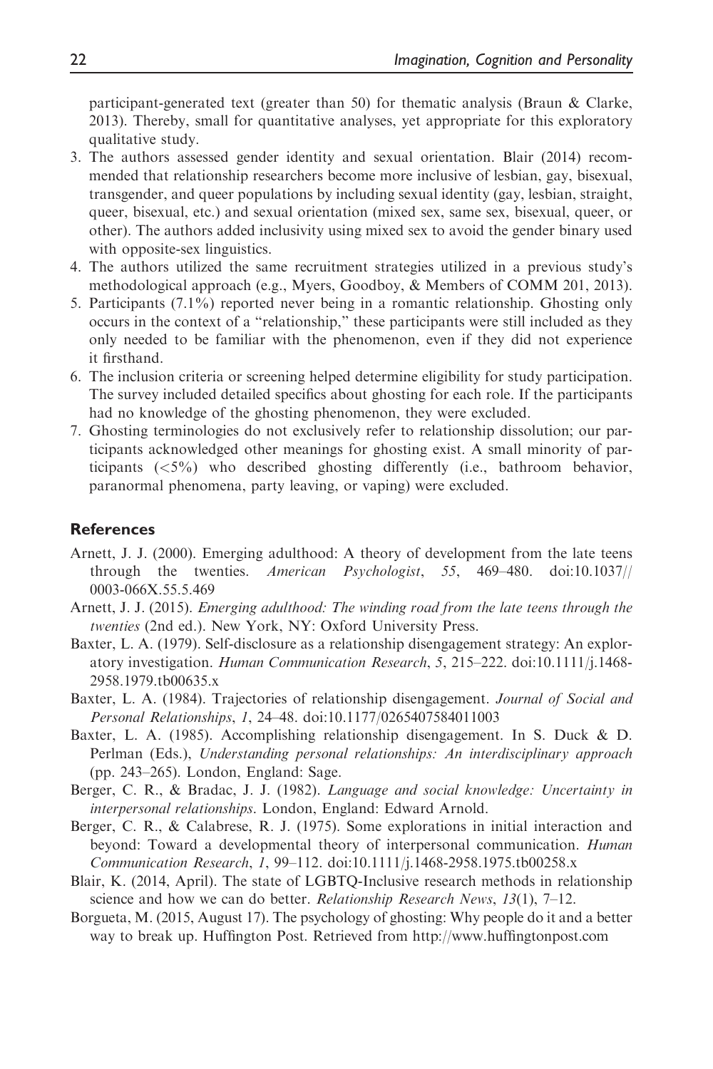participant-generated text (greater than 50) for thematic analysis (Braun & Clarke, 2013). Thereby, small for quantitative analyses, yet appropriate for this exploratory qualitative study.

3. The authors assessed gender identity and sexual orientation. Blair (2014) recommended that relationship researchers become more inclusive of lesbian, gay, bisexual, transgender, and queer populations by including sexual identity (gay, lesbian, straight, queer, bisexual, etc.) and sexual orientation (mixed sex, same sex, bisexual, queer, or other). The authors added inclusivity using mixed sex to avoid the gender binary used with opposite-sex linguistics.
4. The authors utilized the same recruitment strategies utilized in a previous study's methodological approach (e.g., Myers, Goodboy, & Members of COMM 201, 2013).
5. Participants (7.1%) reported never being in a romantic relationship. Ghosting only occurs in the context of a "relationship," these participants were still included as they only needed to be familiar with the phenomenon, even if they did not experience it firsthand.
6. The inclusion criteria or screening helped determine eligibility for study participation. The survey included detailed specifics about ghosting for each role. If the participants had no knowledge of the ghosting phenomenon, they were excluded.
7. Ghosting terminologies do not exclusively refer to relationship dissolution; our participants acknowledged other meanings for ghosting exist. A small minority of participants (<5%) who described ghosting differently (i.e., bathroom behavior, paranormal phenomena, party leaving, or vaping) were excluded.

## References

Arnett, J. J. (2000). Emerging adulthood: A theory of development from the late teens through the twenties. *American Psychologist*, *55*, 469–480. doi:10.1037//0003-066X.55.5.469

Arnett, J. J. (2015). *Emerging adulthood: The winding road from the late teens through the twenties* (2nd ed.). New York, NY: Oxford University Press.

Baxter, L. A. (1979). Self-disclosure as a relationship disengagement strategy: An exploratory investigation. *Human Communication Research*, *5*, 215–222. doi:10.1111/j.1468-2958.1979.tb00635.x

Baxter, L. A. (1984). Trajectories of relationship disengagement. *Journal of Social and Personal Relationships*, *1*, 24–48. doi:10.1177/0265407584011003

Baxter, L. A. (1985). Accomplishing relationship disengagement. In S. Duck & D. Perlman (Eds.), *Understanding personal relationships: An interdisciplinary approach* (pp. 243–265). London, England: Sage.

Berger, C. R., & Bradac, J. J. (1982). *Language and social knowledge: Uncertainty in interpersonal relationships*. London, England: Edward Arnold.

Berger, C. R., & Calabrese, R. J. (1975). Some explorations in initial interaction and beyond: Toward a developmental theory of interpersonal communication. *Human Communication Research*, *1*, 99–112. doi:10.1111/j.1468-2958.1975.tb00258.x

Blair, K. (2014, April). The state of LGBTQ-Inclusive research methods in relationship science and how we can do better. *Relationship Research News*, *13*(1), 7–12.

Borgueta, M. (2015, August 17). The psychology of ghosting: Why people do it and a better way to break up. Huffington Post. Retrieved from http://www.huffingtonpost.com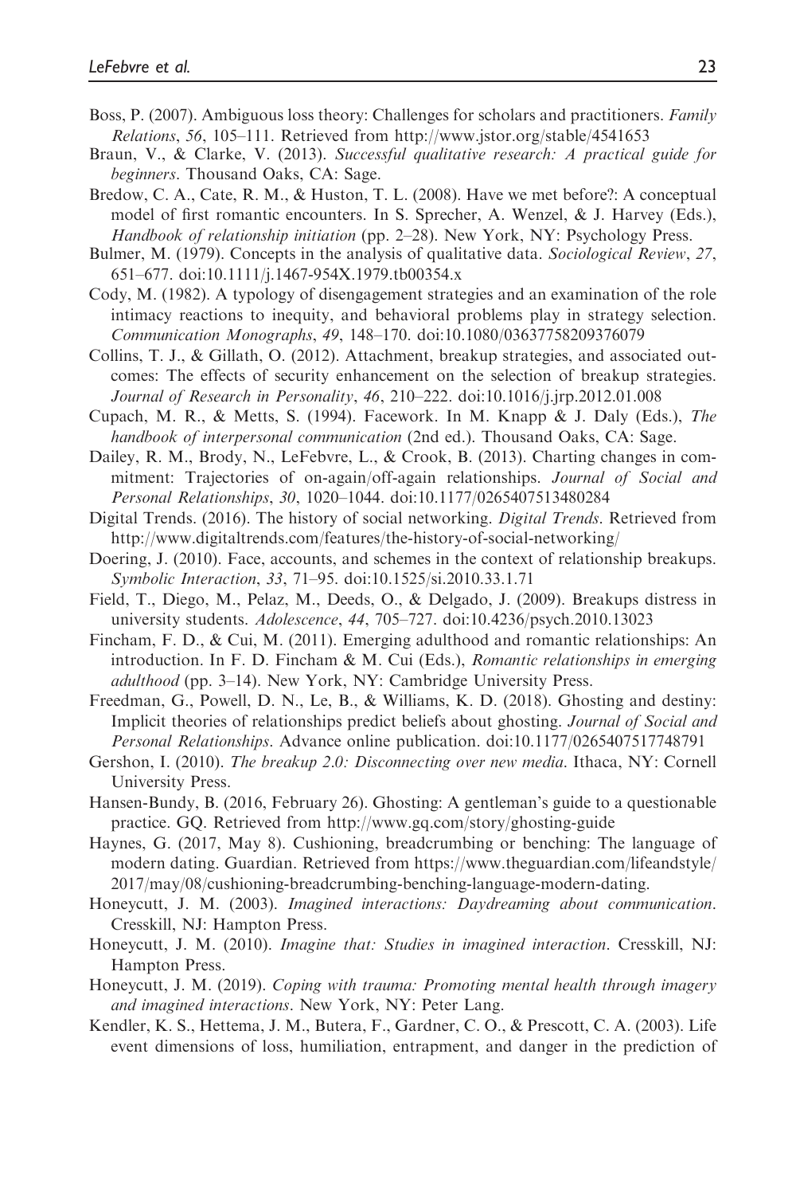Boss, P. (2007). Ambiguous loss theory: Challenges for scholars and practitioners. *Family Relations*, *56*, 105–111. Retrieved from http://www.jstor.org/stable/4541653

Braun, V., & Clarke, V. (2013). *Successful qualitative research: A practical guide for beginners*. Thousand Oaks, CA: Sage.

Bredow, C. A., Cate, R. M., & Huston, T. L. (2008). Have we met before?: A conceptual model of first romantic encounters. In S. Sprecher, A. Wenzel, & J. Harvey (Eds.), *Handbook of relationship initiation* (pp. 2–28). New York, NY: Psychology Press.

Bulmer, M. (1979). Concepts in the analysis of qualitative data. *Sociological Review*, *27*, 651–677. doi:10.1111/j.1467-954X.1979.tb00354.x

Cody, M. (1982). A typology of disengagement strategies and an examination of the role intimacy reactions to inequity, and behavioral problems play in strategy selection. *Communication Monographs*, *49*, 148–170. doi:10.1080/03637758209376079

Collins, T. J., & Gillath, O. (2012). Attachment, breakup strategies, and associated outcomes: The effects of security enhancement on the selection of breakup strategies. *Journal of Research in Personality*, *46*, 210–222. doi:10.1016/j.jrp.2012.01.008

Cupach, M. R., & Metts, S. (1994). Facework. In M. Knapp & J. Daly (Eds.), *The handbook of interpersonal communication* (2nd ed.). Thousand Oaks, CA: Sage.

Dailey, R. M., Brody, N., LeFebvre, L., & Crook, B. (2013). Charting changes in commitment: Trajectories of on-again/off-again relationships. *Journal of Social and Personal Relationships*, *30*, 1020–1044. doi:10.1177/0265407513480284

Digital Trends. (2016). The history of social networking. *Digital Trends*. Retrieved from http://www.digitaltrends.com/features/the-history-of-social-networking/

Doering, J. (2010). Face, accounts, and schemes in the context of relationship breakups. *Symbolic Interaction*, *33*, 71–95. doi:10.1525/si.2010.33.1.71

Field, T., Diego, M., Pelaz, M., Deeds, O., & Delgado, J. (2009). Breakups distress in university students. *Adolescence*, *44*, 705–727. doi:10.4236/psych.2010.13023

Fincham, F. D., & Cui, M. (2011). Emerging adulthood and romantic relationships: An introduction. In F. D. Fincham & M. Cui (Eds.), *Romantic relationships in emerging adulthood* (pp. 3–14). New York, NY: Cambridge University Press.

Freedman, G., Powell, D. N., Le, B., & Williams, K. D. (2018). Ghosting and destiny: Implicit theories of relationships predict beliefs about ghosting. *Journal of Social and Personal Relationships*. Advance online publication. doi:10.1177/0265407517748791

Gershon, I. (2010). *The breakup 2.0: Disconnecting over new media*. Ithaca, NY: Cornell University Press.

Hansen-Bundy, B. (2016, February 26). Ghosting: A gentleman's guide to a questionable practice. GQ. Retrieved from http://www.gq.com/story/ghosting-guide

Haynes, G. (2017, May 8). Cushioning, breadcrumbing or benching: The language of modern dating. Guardian. Retrieved from https://www.theguardian.com/lifeandstyle/2017/may/08/cushioning-breadcrumbing-benching-language-modern-dating.

Honeycutt, J. M. (2003). *Imagined interactions: Daydreaming about communication*. Cresskill, NJ: Hampton Press.

Honeycutt, J. M. (2010). *Imagine that: Studies in imagined interaction*. Cresskill, NJ: Hampton Press.

Honeycutt, J. M. (2019). *Coping with trauma: Promoting mental health through imagery and imagined interactions*. New York, NY: Peter Lang.

Kendler, K. S., Hettema, J. M., Butera, F., Gardner, C. O., & Prescott, C. A. (2003). Life event dimensions of loss, humiliation, entrapment, and danger in the prediction of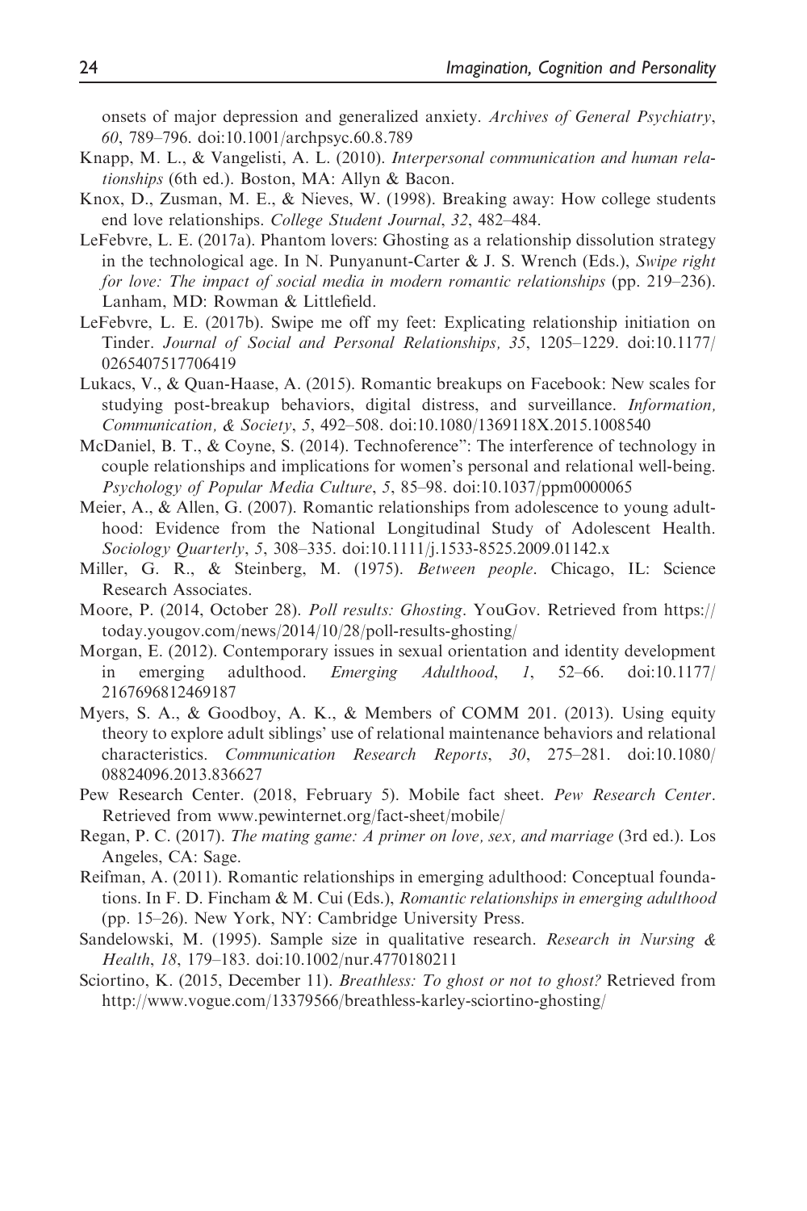onsets of major depression and generalized anxiety. *Archives of General Psychiatry*, *60*, 789–796. doi:10.1001/archpsyc.60.8.789

Knapp, M. L., & Vangelisti, A. L. (2010). *Interpersonal communication and human relationships* (6th ed.). Boston, MA: Allyn & Bacon.

Knox, D., Zusman, M. E., & Nieves, W. (1998). Breaking away: How college students end love relationships. *College Student Journal*, *32*, 482–484.

LeFebvre, L. E. (2017a). Phantom lovers: Ghosting as a relationship dissolution strategy in the technological age. In N. Punyanunt-Carter & J. S. Wrench (Eds.), *Swipe right for love: The impact of social media in modern romantic relationships* (pp. 219–236). Lanham, MD: Rowman & Littlefield.

LeFebvre, L. E. (2017b). Swipe me off my feet: Explicating relationship initiation on Tinder. *Journal of Social and Personal Relationships, 35*, 1205–1229. doi:10.1177/0265407517706419

Lukacs, V., & Quan-Haase, A. (2015). Romantic breakups on Facebook: New scales for studying post-breakup behaviors, digital distress, and surveillance. *Information, Communication, & Society*, *5*, 492–508. doi:10.1080/1369118X.2015.1008540

McDaniel, B. T., & Coyne, S. (2014). Technoference": The interference of technology in couple relationships and implications for women's personal and relational well-being. *Psychology of Popular Media Culture*, *5*, 85–98. doi:10.1037/ppm0000065

Meier, A., & Allen, G. (2007). Romantic relationships from adolescence to young adulthood: Evidence from the National Longitudinal Study of Adolescent Health. *Sociology Quarterly*, *5*, 308–335. doi:10.1111/j.1533-8525.2009.01142.x

Miller, G. R., & Steinberg, M. (1975). *Between people*. Chicago, IL: Science Research Associates.

Moore, P. (2014, October 28). *Poll results: Ghosting*. YouGov. Retrieved from https://today.yougov.com/news/2014/10/28/poll-results-ghosting/

Morgan, E. (2012). Contemporary issues in sexual orientation and identity development in emerging adulthood. *Emerging Adulthood*, *1*, 52–66. doi:10.1177/2167696812469187

Myers, S. A., & Goodboy, A. K., & Members of COMM 201. (2013). Using equity theory to explore adult siblings' use of relational maintenance behaviors and relational characteristics. *Communication Research Reports*, *30*, 275–281. doi:10.1080/08824096.2013.836627

Pew Research Center. (2018, February 5). Mobile fact sheet. *Pew Research Center*. Retrieved from www.pewinternet.org/fact-sheet/mobile/

Regan, P. C. (2017). *The mating game: A primer on love, sex, and marriage* (3rd ed.). Los Angeles, CA: Sage.

Reifman, A. (2011). Romantic relationships in emerging adulthood: Conceptual foundations. In F. D. Fincham & M. Cui (Eds.), *Romantic relationships in emerging adulthood* (pp. 15–26). New York, NY: Cambridge University Press.

Sandelowski, M. (1995). Sample size in qualitative research. *Research in Nursing & Health*, *18*, 179–183. doi:10.1002/nur.4770180211

Sciortino, K. (2015, December 11). *Breathless: To ghost or not to ghost?* Retrieved from http://www.vogue.com/13379566/breathless-karley-sciortino-ghosting/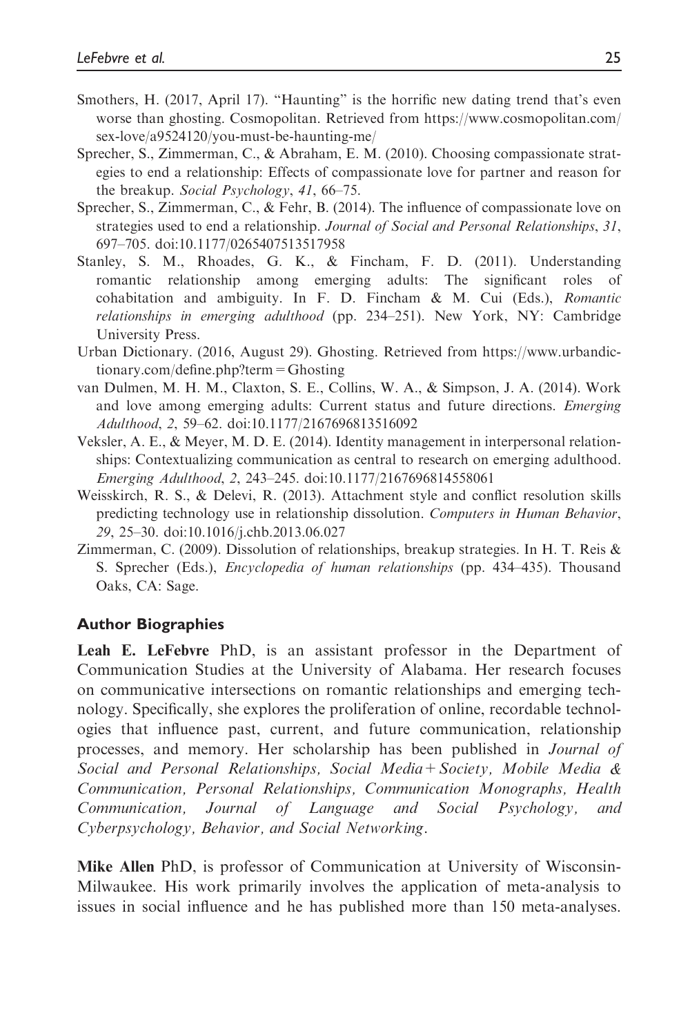Smothers, H. (2017, April 17). "Haunting" is the horrific new dating trend that's even worse than ghosting. Cosmopolitan. Retrieved from https://www.cosmopolitan.com/sex-love/a9524120/you-must-be-haunting-me/

Sprecher, S., Zimmerman, C., & Abraham, E. M. (2010). Choosing compassionate strategies to end a relationship: Effects of compassionate love for partner and reason for the breakup. *Social Psychology*, *41*, 66–75.

Sprecher, S., Zimmerman, C., & Fehr, B. (2014). The influence of compassionate love on strategies used to end a relationship. *Journal of Social and Personal Relationships*, *31*, 697–705. doi:10.1177/0265407513517958

Stanley, S. M., Rhoades, G. K., & Fincham, F. D. (2011). Understanding romantic relationship among emerging adults: The significant roles of cohabitation and ambiguity. In F. D. Fincham & M. Cui (Eds.), *Romantic relationships in emerging adulthood* (pp. 234–251). New York, NY: Cambridge University Press.

Urban Dictionary. (2016, August 29). Ghosting. Retrieved from https://www.urbandictionary.com/define.php?term=Ghosting

van Dulmen, M. H. M., Claxton, S. E., Collins, W. A., & Simpson, J. A. (2014). Work and love among emerging adults: Current status and future directions. *Emerging Adulthood*, *2*, 59–62. doi:10.1177/2167696813516092

Veksler, A. E., & Meyer, M. D. E. (2014). Identity management in interpersonal relationships: Contextualizing communication as central to research on emerging adulthood. *Emerging Adulthood*, *2*, 243–245. doi:10.1177/2167696814558061

Weisskirch, R. S., & Delevi, R. (2013). Attachment style and conflict resolution skills predicting technology use in relationship dissolution. *Computers in Human Behavior*, *29*, 25–30. doi:10.1016/j.chb.2013.06.027

Zimmerman, C. (2009). Dissolution of relationships, breakup strategies. In H. T. Reis & S. Sprecher (Eds.), *Encyclopedia of human relationships* (pp. 434–435). Thousand Oaks, CA: Sage.

### Author Biographies

**Leah E. LeFebvre** PhD, is an assistant professor in the Department of Communication Studies at the University of Alabama. Her research focuses on communicative intersections on romantic relationships and emerging technology. Specifically, she explores the proliferation of online, recordable technologies that influence past, current, and future communication, relationship processes, and memory. Her scholarship has been published in *Journal of Social and Personal Relationships, Social Media + Society, Mobile Media & Communication, Personal Relationships, Communication Monographs, Health Communication, Journal of Language and Social Psychology*, and *Cyberpsychology, Behavior, and Social Networking*.

**Mike Allen** PhD, is professor of Communication at University of Wisconsin-Milwaukee. His work primarily involves the application of meta-analysis to issues in social influence and he has published more than 150 meta-analyses.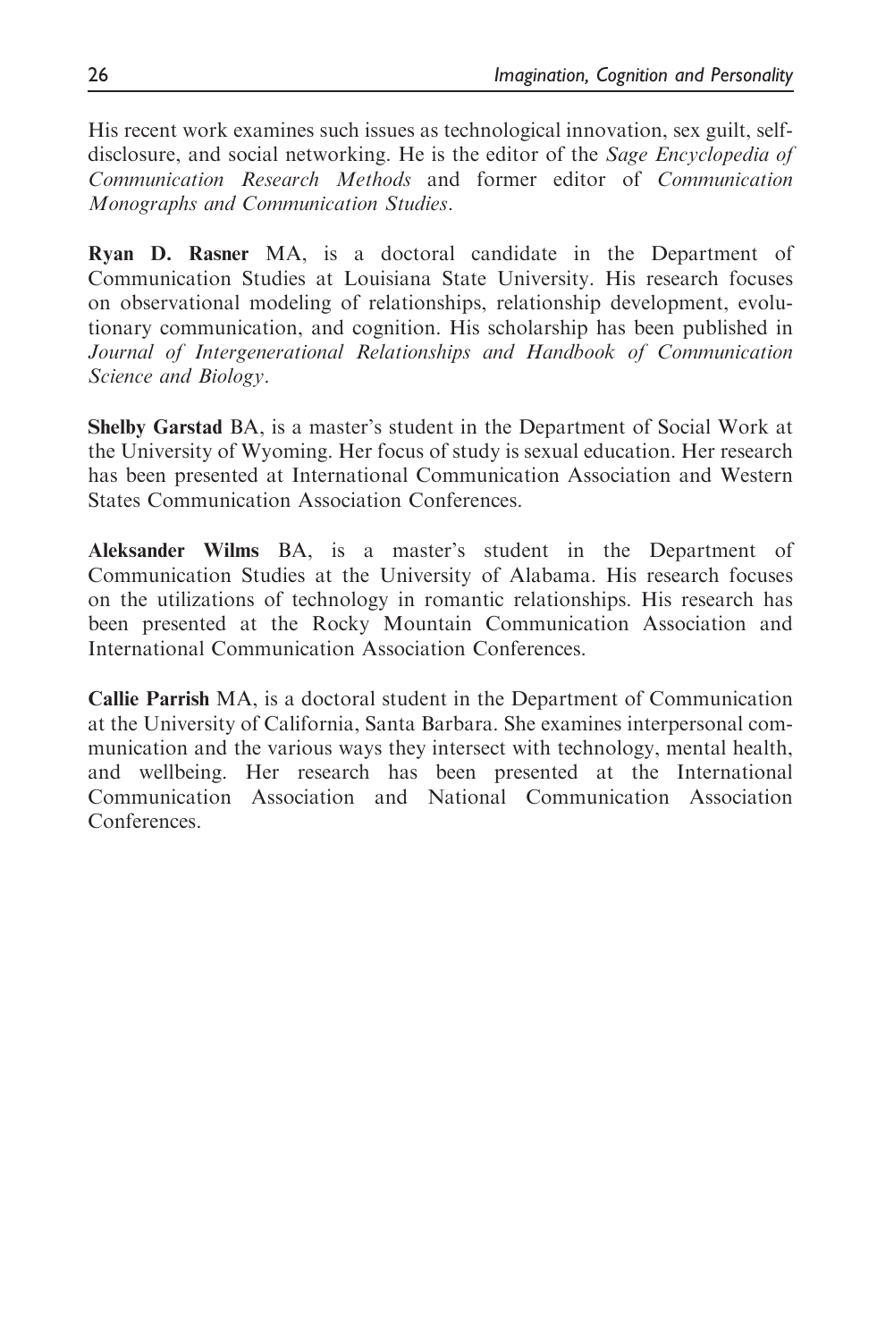His recent work examines such issues as technological innovation, sex guilt, self-disclosure, and social networking. He is the editor of the *Sage Encyclopedia of Communication Research Methods* and former editor of *Communication Monographs and Communication Studies*.

**Ryan D. Rasner** MA, is a doctoral candidate in the Department of Communication Studies at Louisiana State University. His research focuses on observational modeling of relationships, relationship development, evolutionary communication, and cognition. His scholarship has been published in *Journal of Intergenerational Relationships and Handbook of Communication Science and Biology*.

**Shelby Garstad** BA, is a master's student in the Department of Social Work at the University of Wyoming. Her focus of study is sexual education. Her research has been presented at International Communication Association and Western States Communication Association Conferences.

**Aleksander Wilms** BA, is a master's student in the Department of Communication Studies at the University of Alabama. His research focuses on the utilizations of technology in romantic relationships. His research has been presented at the Rocky Mountain Communication Association and International Communication Association Conferences.

**Callie Parrish** MA, is a doctoral student in the Department of Communication at the University of California, Santa Barbara. She examines interpersonal communication and the various ways they intersect with technology, mental health, and wellbeing. Her research has been presented at the International Communication Association and National Communication Association Conferences.